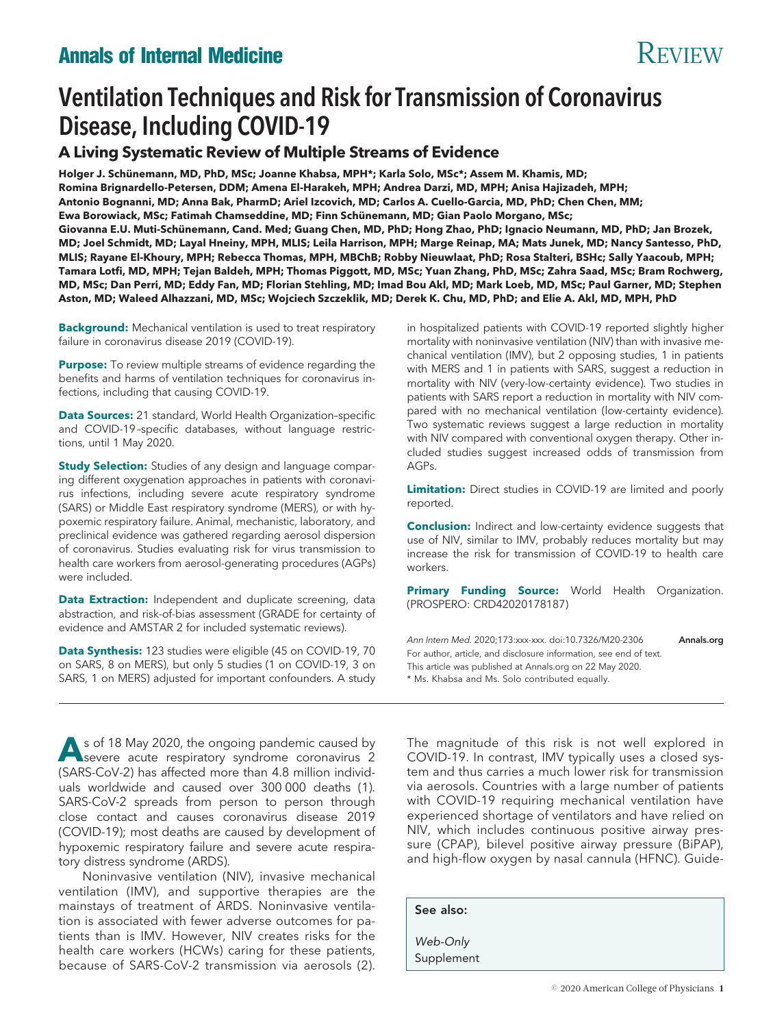# Ventilation Techniques and Risk for Transmission of Coronavirus Disease, Including COVID-19

## A Living Systematic Review of Multiple Streams of Evidence

**Holger J. Schünemann, MD, PhD, MSc; Joanne Khabsa, MPH*; Karla Solo, MSc*; Assem M. Khamis, MD; Romina Brignardello-Petersen, DDM; Amena El-Harakeh, MPH; Andrea Darzi, MD, MPH; Anisa Hajizadeh, MPH; Antonio Bognanni, MD; Anna Bak, PharmD; Ariel Izcovich, MD; Carlos A. Cuello-Garcia, MD, PhD; Chen Chen, MM; Ewa Borowiack, MSc; Fatimah Chamseddine, MD; Finn Schünemann, MD; Gian Paolo Morgano, MSc; Giovanna E.U. Muti-Schünemann, Cand. Med; Guang Chen, MD, PhD; Hong Zhao, PhD; Ignacio Neumann, MD, PhD; Jan Brozek, MD; Joel Schmidt, MD; Layal Hneiny, MPH, MLIS; Leila Harrison, MPH; Marge Reinap, MA; Mats Junek, MD; Nancy Santesso, PhD, MLIS; Rayane El-Khoury, MPH; Rebecca Thomas, MPH, MBChB; Robby Nieuwlaat, PhD; Rosa Stalteri, BSHc; Sally Yaacoub, MPH; Tamara Lotfi, MD, MPH; Tejan Baldeh, MPH; Thomas Piggott, MD, MSc; Yuan Zhang, PhD, MSc; Zahra Saad, MSc; Bram Rochwerg, MD, MSc; Dan Perri, MD; Eddy Fan, MD; Florian Stehling, MD; Imad Bou Akl, MD; Mark Loeb, MD, MSc; Paul Garner, MD; Stephen Aston, MD; Waleed Alhazzani, MD, MSc; Wojciech Szczeklik, MD; Derek K. Chu, MD, PhD; and Elie A. Akl, MD, MPH, PhD**

**Background:** Mechanical ventilation is used to treat respiratory failure in coronavirus disease 2019 (COVID-19).

**Purpose:** To review multiple streams of evidence regarding the benefits and harms of ventilation techniques for coronavirus infections, including that causing COVID-19.

**Data Sources:** 21 standard, World Health Organization–specific and COVID-19–specific databases, without language restrictions, until 1 May 2020.

**Study Selection:** Studies of any design and language comparing different oxygenation approaches in patients with coronavirus infections, including severe acute respiratory syndrome (SARS) or Middle East respiratory syndrome (MERS), or with hypoxemic respiratory failure. Animal, mechanistic, laboratory, and preclinical evidence was gathered regarding aerosol dispersion of coronavirus. Studies evaluating risk for virus transmission to health care workers from aerosol-generating procedures (AGPs) were included.

**Data Extraction:** Independent and duplicate screening, data abstraction, and risk-of-bias assessment (GRADE for certainty of evidence and AMSTAR 2 for included systematic reviews).

**Data Synthesis:** 123 studies were eligible (45 on COVID-19, 70 on SARS, 8 on MERS), but only 5 studies (1 on COVID-19, 3 on SARS, 1 on MERS) adjusted for important confounders. A study in hospitalized patients with COVID-19 reported slightly higher mortality with noninvasive ventilation (NIV) than with invasive mechanical ventilation (IMV), but 2 opposing studies, 1 in patients with MERS and 1 in patients with SARS, suggest a reduction in mortality with NIV (very-low-certainty evidence). Two studies in patients with SARS report a reduction in mortality with NIV compared with no mechanical ventilation (low-certainty evidence). Two systematic reviews suggest a large reduction in mortality with NIV compared with conventional oxygen therapy. Other included studies suggest increased odds of transmission from AGPs.

**Limitation:** Direct studies in COVID-19 are limited and poorly reported.

**Conclusion:** Indirect and low-certainty evidence suggests that use of NIV, similar to IMV, probably reduces mortality but may increase the risk for transmission of COVID-19 to health care workers.

**Primary Funding Source:** World Health Organization. (PROSPERO: CRD42020178187)

*Ann Intern Med.* 2020;173:xxx-xxx. doi:10.7326/M20-2306

For author, article, and disclosure information, see end of text.

This article was published at Annals.org on 22 May 2020.

\* Ms. Khabsa and Ms. Solo contributed equally.

As of 18 May 2020, the ongoing pandemic caused by severe acute respiratory syndrome coronavirus 2 (SARS-CoV-2) has affected more than 4.8 million individuals worldwide and caused over 300 000 deaths (1). SARS-CoV-2 spreads from person to person through close contact and causes coronavirus disease 2019 (COVID-19); most deaths are caused by development of hypoxemic respiratory failure and severe acute respiratory distress syndrome (ARDS).

Noninvasive ventilation (NIV), invasive mechanical ventilation (IMV), and supportive therapies are the mainstays of treatment of ARDS. Noninvasive ventilation is associated with fewer adverse outcomes for patients than is IMV. However, NIV creates risks for the health care workers (HCWs) caring for these patients, because of SARS-CoV-2 transmission via aerosols (2). The magnitude of this risk is not well explored in COVID-19. In contrast, IMV typically uses a closed system and thus carries a much lower risk for transmission via aerosols. Countries with a large number of patients with COVID-19 requiring mechanical ventilation have experienced shortage of ventilators and have relied on NIV, which includes continuous positive airway pressure (CPAP), bilevel positive airway pressure (BiPAP), and high-flow oxygen by nasal cannula (HFNC). Guide-

See also:

*Web-Only*
Supplement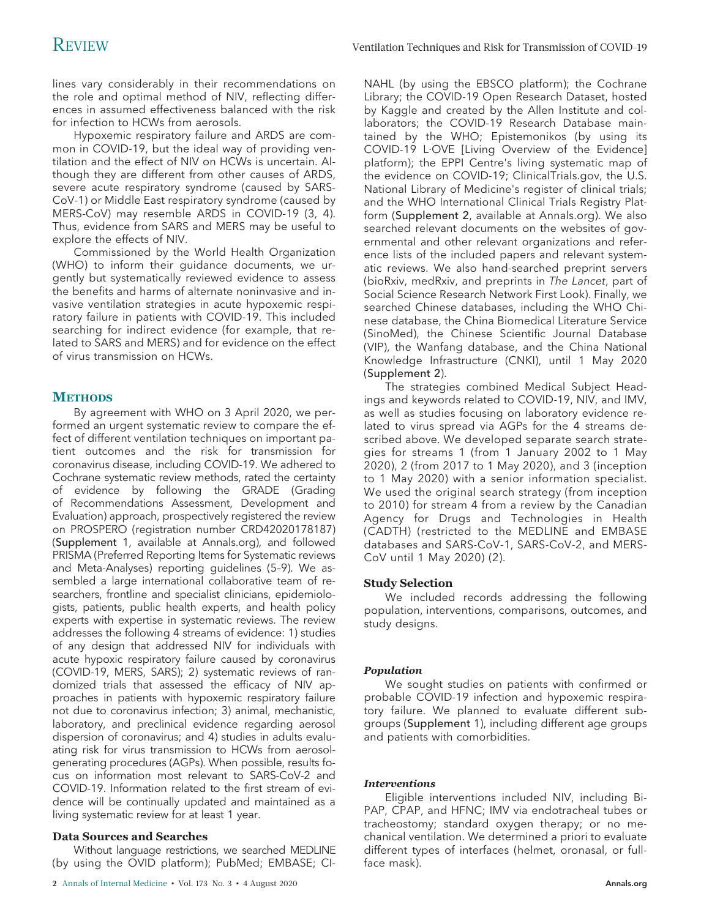lines vary considerably in their recommendations on the role and optimal method of NIV, reflecting differences in assumed effectiveness balanced with the risk for infection to HCWs from aerosols.

Hypoxemic respiratory failure and ARDS are common in COVID-19, but the ideal way of providing ventilation and the effect of NIV on HCWs is uncertain. Although they are different from other causes of ARDS, severe acute respiratory syndrome (caused by SARS-CoV-1) or Middle East respiratory syndrome (caused by MERS-CoV) may resemble ARDS in COVID-19 (3, 4). Thus, evidence from SARS and MERS may be useful to explore the effects of NIV.

Commissioned by the World Health Organization (WHO) to inform their guidance documents, we urgently but systematically reviewed evidence to assess the benefits and harms of alternate noninvasive and invasive ventilation strategies in acute hypoxemic respiratory failure in patients with COVID-19. This included searching for indirect evidence (for example, that related to SARS and MERS) and for evidence on the effect of virus transmission on HCWs.

## Methods

By agreement with WHO on 3 April 2020, we performed an urgent systematic review to compare the effect of different ventilation techniques on important patient outcomes and the risk for transmission for coronavirus disease, including COVID-19. We adhered to Cochrane systematic review methods, rated the certainty of evidence by following the GRADE (Grading of Recommendations Assessment, Development and Evaluation) approach, prospectively registered the review on PROSPERO (registration number CRD42020178187) (Supplement 1, available at Annals.org), and followed PRISMA (Preferred Reporting Items for Systematic reviews and Meta-Analyses) reporting guidelines (5–9). We assembled a large international collaborative team of researchers, frontline and specialist clinicians, epidemiologists, patients, public health experts, and health policy experts with expertise in systematic reviews. The review addresses the following 4 streams of evidence: 1) studies of any design that addressed NIV for individuals with acute hypoxic respiratory failure caused by coronavirus (COVID-19, MERS, SARS); 2) systematic reviews of randomized trials that assessed the efficacy of NIV approaches in patients with hypoxemic respiratory failure not due to coronavirus infection; 3) animal, mechanistic, laboratory, and preclinical evidence regarding aerosol dispersion of coronavirus; and 4) studies in adults evaluating risk for virus transmission to HCWs from aerosol-generating procedures (AGPs). When possible, results focus on information most relevant to SARS-CoV-2 and COVID-19. Information related to the first stream of evidence will be continually updated and maintained as a living systematic review for at least 1 year.

### Data Sources and Searches

Without language restrictions, we searched MEDLINE (by using the OVID platform); PubMed; EMBASE; CINAHL (by using the EBSCO platform); the Cochrane Library; the COVID-19 Open Research Dataset, hosted by Kaggle and created by the Allen Institute and collaborators; the COVID-19 Research Database maintained by the WHO; Epistemonikos (by using its COVID-19 L·OVE [Living Overview of the Evidence] platform); the EPPI Centre's living systematic map of the evidence on COVID-19; ClinicalTrials.gov, the U.S. National Library of Medicine's register of clinical trials; and the WHO International Clinical Trials Registry Platform (Supplement 2, available at Annals.org). We also searched relevant documents on the websites of governmental and other relevant organizations and reference lists of the included papers and relevant systematic reviews. We also hand-searched preprint servers (bioRxiv, medRxiv, and preprints in *The Lancet*, part of Social Science Research Network First Look). Finally, we searched Chinese databases, including the WHO Chinese database, the China Biomedical Literature Service (SinoMed), the Chinese Scientific Journal Database (VIP), the Wanfang database, and the China National Knowledge Infrastructure (CNKI), until 1 May 2020 (Supplement 2).

The strategies combined Medical Subject Headings and keywords related to COVID-19, NIV, and IMV, as well as studies focusing on laboratory evidence related to virus spread via AGPs for the 4 streams described above. We developed separate search strategies for streams 1 (from 1 January 2002 to 1 May 2020), 2 (from 2017 to 1 May 2020), and 3 (inception to 1 May 2020) with a senior information specialist. We used the original search strategy (from inception to 2010) for stream 4 from a review by the Canadian Agency for Drugs and Technologies in Health (CADTH) (restricted to the MEDLINE and EMBASE databases and SARS-CoV-1, SARS-CoV-2, and MERS-CoV until 1 May 2020) (2).

### Study Selection

We included records addressing the following population, interventions, comparisons, outcomes, and study designs.

#### *Population*

We sought studies on patients with confirmed or probable COVID-19 infection and hypoxemic respiratory failure. We planned to evaluate different subgroups (Supplement 1), including different age groups and patients with comorbidities.

#### *Interventions*

Eligible interventions included NIV, including BiPAP, CPAP, and HFNC; IMV via endotracheal tubes or tracheostomy; standard oxygen therapy; or no mechanical ventilation. We determined a priori to evaluate different types of interfaces (helmet, oronasal, or full-face mask).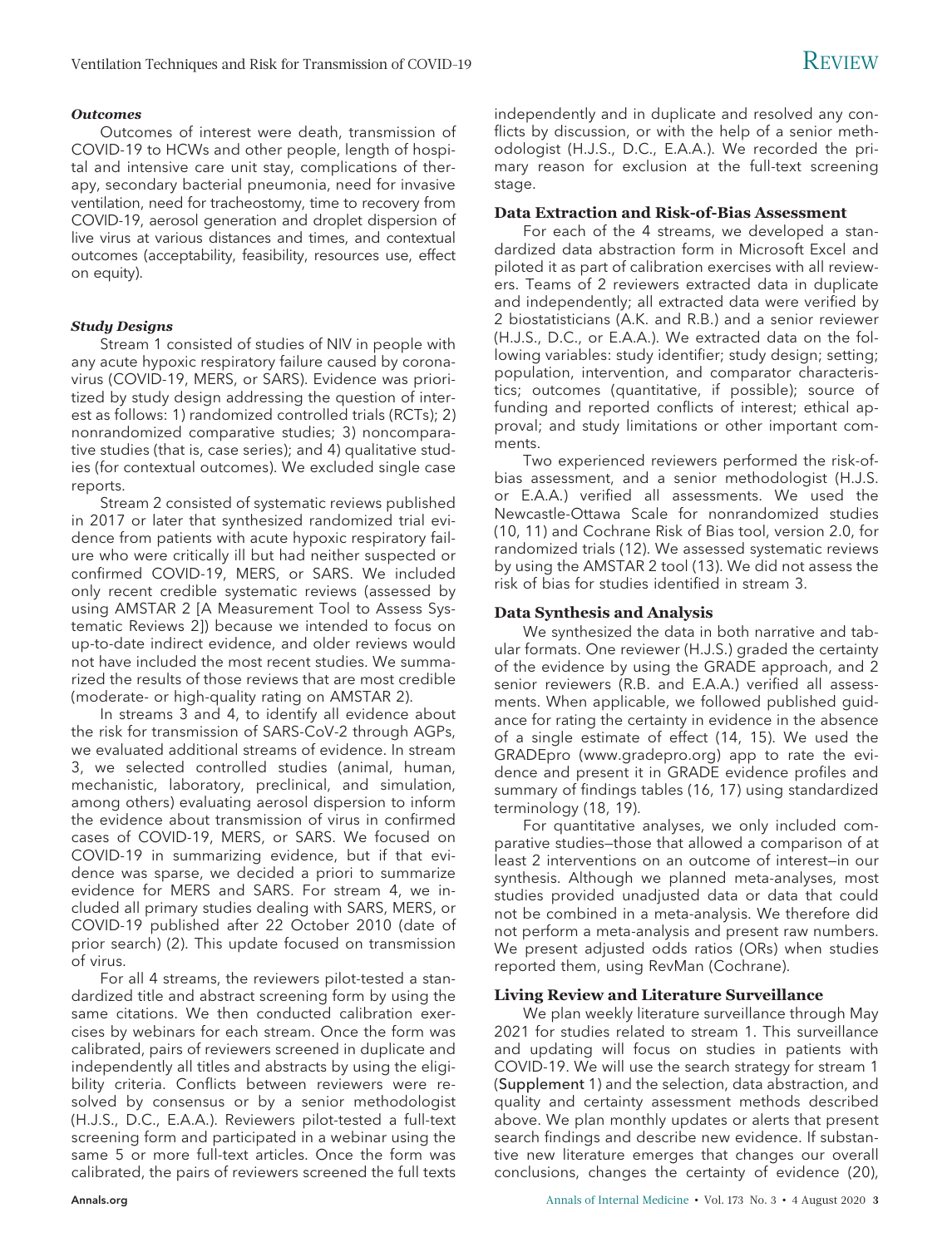#### *Outcomes*

Outcomes of interest were death, transmission of COVID-19 to HCWs and other people, length of hospital and intensive care unit stay, complications of therapy, secondary bacterial pneumonia, need for invasive ventilation, need for tracheostomy, time to recovery from COVID-19, aerosol generation and droplet dispersion of live virus at various distances and times, and contextual outcomes (acceptability, feasibility, resources use, effect on equity).

#### *Study Designs*

Stream 1 consisted of studies of NIV in people with any acute hypoxic respiratory failure caused by coronavirus (COVID-19, MERS, or SARS). Evidence was prioritized by study design addressing the question of interest as follows: 1) randomized controlled trials (RCTs); 2) nonrandomized comparative studies; 3) noncomparative studies (that is, case series); and 4) qualitative studies (for contextual outcomes). We excluded single case reports.

Stream 2 consisted of systematic reviews published in 2017 or later that synthesized randomized trial evidence from patients with acute hypoxic respiratory failure who were critically ill but had neither suspected or confirmed COVID-19, MERS, or SARS. We included only recent credible systematic reviews (assessed by using AMSTAR 2 [A Measurement Tool to Assess Systematic Reviews 2]) because we intended to focus on up-to-date indirect evidence, and older reviews would not have included the most recent studies. We summarized the results of those reviews that are most credible (moderate- or high-quality rating on AMSTAR 2).

In streams 3 and 4, to identify all evidence about the risk for transmission of SARS-CoV-2 through AGPs, we evaluated additional streams of evidence. In stream 3, we selected controlled studies (animal, human, mechanistic, laboratory, preclinical, and simulation, among others) evaluating aerosol dispersion to inform the evidence about transmission of virus in confirmed cases of COVID-19, MERS, or SARS. We focused on COVID-19 in summarizing evidence, but if that evidence was sparse, we decided a priori to summarize evidence for MERS and SARS. For stream 4, we included all primary studies dealing with SARS, MERS, or COVID-19 published after 22 October 2010 (date of prior search) (2). This update focused on transmission of virus.

For all 4 streams, the reviewers pilot-tested a standardized title and abstract screening form by using the same citations. We then conducted calibration exercises by webinars for each stream. Once the form was calibrated, pairs of reviewers screened in duplicate and independently all titles and abstracts by using the eligibility criteria. Conflicts between reviewers were resolved by consensus or by a senior methodologist (H.J.S., D.C., E.A.A.). Reviewers pilot-tested a full-text screening form and participated in a webinar using the same 5 or more full-text articles. Once the form was calibrated, the pairs of reviewers screened the full texts independently and in duplicate and resolved any conflicts by discussion, or with the help of a senior methodologist (H.J.S., D.C., E.A.A.). We recorded the primary reason for exclusion at the full-text screening stage.

### Data Extraction and Risk-of-Bias Assessment

For each of the 4 streams, we developed a standardized data abstraction form in Microsoft Excel and piloted it as part of calibration exercises with all reviewers. Teams of 2 reviewers extracted data in duplicate and independently; all extracted data were verified by 2 biostatisticians (A.K. and R.B.) and a senior reviewer (H.J.S., D.C., or E.A.A.). We extracted data on the following variables: study identifier; study design; setting; population, intervention, and comparator characteristics; outcomes (quantitative, if possible); source of funding and reported conflicts of interest; ethical approval; and study limitations or other important comments.

Two experienced reviewers performed the risk-of-bias assessment, and a senior methodologist (H.J.S. or E.A.A.) verified all assessments. We used the Newcastle-Ottawa Scale for nonrandomized studies (10, 11) and Cochrane Risk of Bias tool, version 2.0, for randomized trials (12). We assessed systematic reviews by using the AMSTAR 2 tool (13). We did not assess the risk of bias for studies identified in stream 3.

### Data Synthesis and Analysis

We synthesized the data in both narrative and tabular formats. One reviewer (H.J.S.) graded the certainty of the evidence by using the GRADE approach, and 2 senior reviewers (R.B. and E.A.A.) verified all assessments. When applicable, we followed published guidance for rating the certainty in evidence in the absence of a single estimate of effect (14, 15). We used the GRADEpro (www.gradepro.org) app to rate the evidence and present it in GRADE evidence profiles and summary of findings tables (16, 17) using standardized terminology (18, 19).

For quantitative analyses, we only included comparative studies—those that allowed a comparison of at least 2 interventions on an outcome of interest—in our synthesis. Although we planned meta-analyses, most studies provided unadjusted data or data that could not be combined in a meta-analysis. We therefore did not perform a meta-analysis and present raw numbers. We present adjusted odds ratios (ORs) when studies reported them, using RevMan (Cochrane).

### Living Review and Literature Surveillance

We plan weekly literature surveillance through May 2021 for studies related to stream 1. This surveillance and updating will focus on studies in patients with COVID-19. We will use the search strategy for stream 1 (Supplement 1) and the selection, data abstraction, and quality and certainty assessment methods described above. We plan monthly updates or alerts that present search findings and describe new evidence. If substantive new literature emerges that changes our overall conclusions, changes the certainty of evidence (20),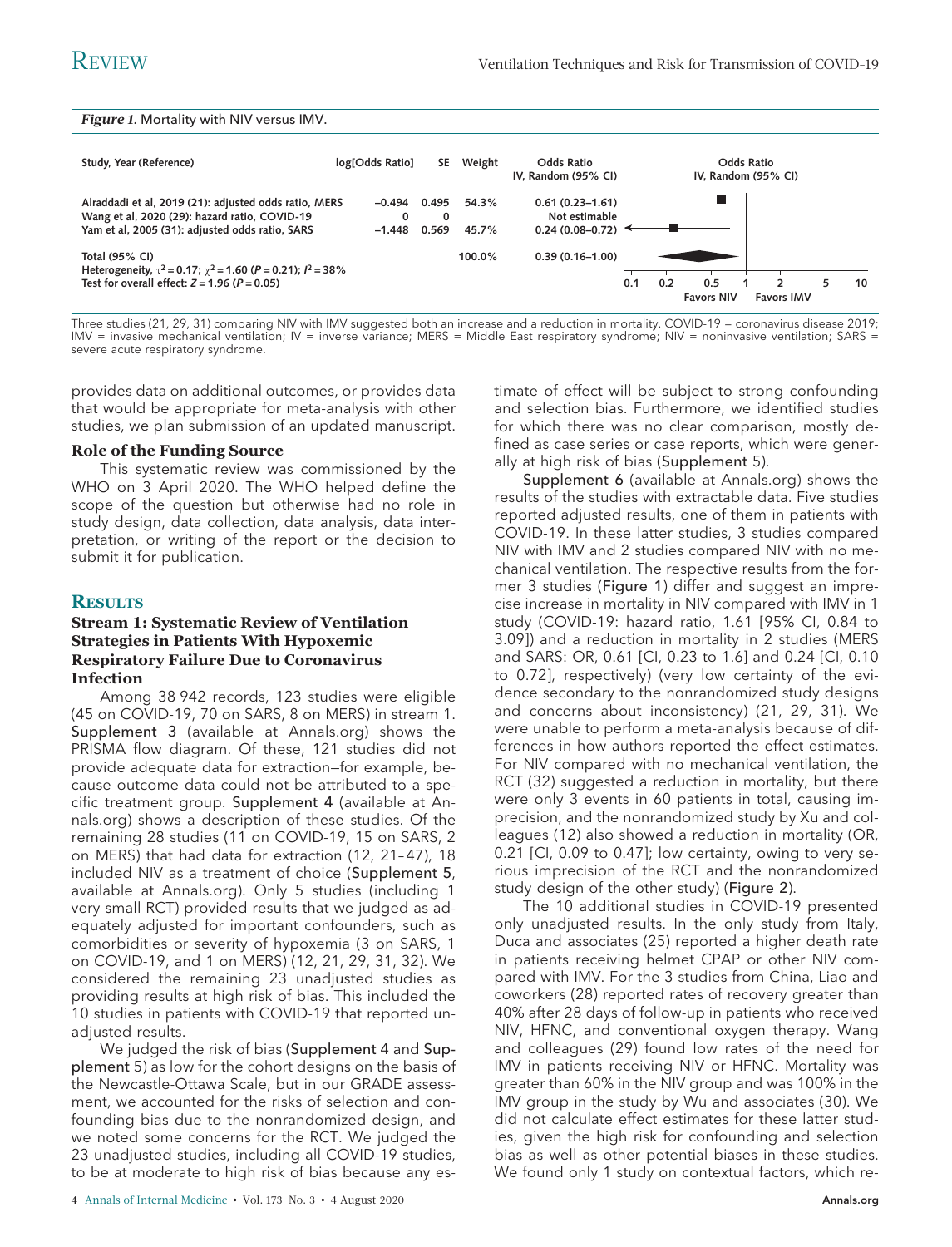*Figure 1.* Mortality with NIV versus IMV.

| Study, Year (Reference) | log[Odds Ratio] | SE | Weight | Odds Ratio IV, Random (95% CI) |
|---|---|---|---|---|
| Alraddadi et al, 2019 (21): adjusted odds ratio, MERS | –0.494 | 0.495 | 54.3% | 0.61 (0.23–1.61) |
| Wang et al, 2020 (29): hazard ratio, COVID-19 | 0 | 0 | | Not estimable |
| Yam et al, 2005 (31): adjusted odds ratio, SARS | –1.448 | 0.569 | 45.7% | 0.24 (0.08–0.72) |
| **Total (95% CI)** | | | 100.0% | 0.39 (0.16–1.00) |

Heterogeneity, $\tau^2 = 0.17$; $\chi^2 = 1.60$ ($P = 0.21$); $I^2 = 38\%$
Test for overall effect: $Z = 1.96$ ($P = 0.05$)

Favors NIV / Favors IMV

Three studies (21, 29, 31) comparing NIV with IMV suggested both an increase and a reduction in mortality. COVID-19 = coronavirus disease 2019; IMV = invasive mechanical ventilation; IV = inverse variance; MERS = Middle East respiratory syndrome; NIV = noninvasive ventilation; SARS = severe acute respiratory syndrome.

provides data on additional outcomes, or provides data that would be appropriate for meta-analysis with other studies, we plan submission of an updated manuscript.

### Role of the Funding Source

This systematic review was commissioned by the WHO on 3 April 2020. The WHO helped define the scope of the question but otherwise had no role in study design, data collection, data analysis, data interpretation, or writing of the report or the decision to submit it for publication.

## Results

### Stream 1: Systematic Review of Ventilation Strategies in Patients With Hypoxemic Respiratory Failure Due to Coronavirus Infection

Among 38 942 records, 123 studies were eligible (45 on COVID-19, 70 on SARS, 8 on MERS) in stream 1. Supplement 3 (available at Annals.org) shows the PRISMA flow diagram. Of these, 121 studies did not provide adequate data for extraction—for example, because outcome data could not be attributed to a specific treatment group. Supplement 4 (available at Annals.org) shows a description of these studies. Of the remaining 28 studies (11 on COVID-19, 15 on SARS, 2 on MERS) that had data for extraction (12, 21–47), 18 included NIV as a treatment of choice (Supplement 5, available at Annals.org). Only 5 studies (including 1 very small RCT) provided results that we judged as adequately adjusted for important confounders, such as comorbidities or severity of hypoxemia (3 on SARS, 1 on COVID-19, and 1 on MERS) (12, 21, 29, 31, 32). We considered the remaining 23 unadjusted studies as providing results at high risk of bias. This included the 10 studies in patients with COVID-19 that reported unadjusted results.

We judged the risk of bias (Supplement 4 and Supplement 5) as low for the cohort designs on the basis of the Newcastle-Ottawa Scale, but in our GRADE assessment, we accounted for the risks of selection and confounding bias due to the nonrandomized design, and we noted some concerns for the RCT. We judged the 23 unadjusted studies, including all COVID-19 studies, to be at moderate to high risk of bias because any estimate of effect will be subject to strong confounding and selection bias. Furthermore, we identified studies for which there was no clear comparison, mostly defined as case series or case reports, which were generally at high risk of bias (Supplement 5).

Supplement 6 (available at Annals.org) shows the results of the studies with extractable data. Five studies reported adjusted results, one of them in patients with COVID-19. In these latter studies, 3 studies compared NIV with IMV and 2 studies compared NIV with no mechanical ventilation. The respective results from the former 3 studies (Figure 1) differ and suggest an imprecise increase in mortality in NIV compared with IMV in 1 study (COVID-19: hazard ratio, 1.61 [95% CI, 0.84 to 3.09]) and a reduction in mortality in 2 studies (MERS and SARS: OR, 0.61 [CI, 0.23 to 1.6] and 0.24 [CI, 0.10 to 0.72], respectively) (very low certainty of the evidence secondary to the nonrandomized study designs and concerns about inconsistency) (21, 29, 31). We were unable to perform a meta-analysis because of differences in how authors reported the effect estimates. For NIV compared with no mechanical ventilation, the RCT (32) suggested a reduction in mortality, but there were only 3 events in 60 patients in total, causing imprecision, and the nonrandomized study by Xu and colleagues (12) also showed a reduction in mortality (OR, 0.21 [CI, 0.09 to 0.47]; low certainty, owing to very serious imprecision of the RCT and the nonrandomized study design of the other study) (Figure 2).

The 10 additional studies in COVID-19 presented only unadjusted results. In the only study from Italy, Duca and associates (25) reported a higher death rate in patients receiving helmet CPAP or other NIV compared with IMV. For the 3 studies from China, Liao and coworkers (28) reported rates of recovery greater than 40% after 28 days of follow-up in patients who received NIV, HFNC, and conventional oxygen therapy. Wang and colleagues (29) found low rates of the need for IMV in patients receiving NIV or HFNC. Mortality was greater than 60% in the NIV group and was 100% in the IMV group in the study by Wu and associates (30). We did not calculate effect estimates for these latter studies, given the high risk for confounding and selection bias as well as other potential biases in these studies. We found only 1 study on contextual factors, which re-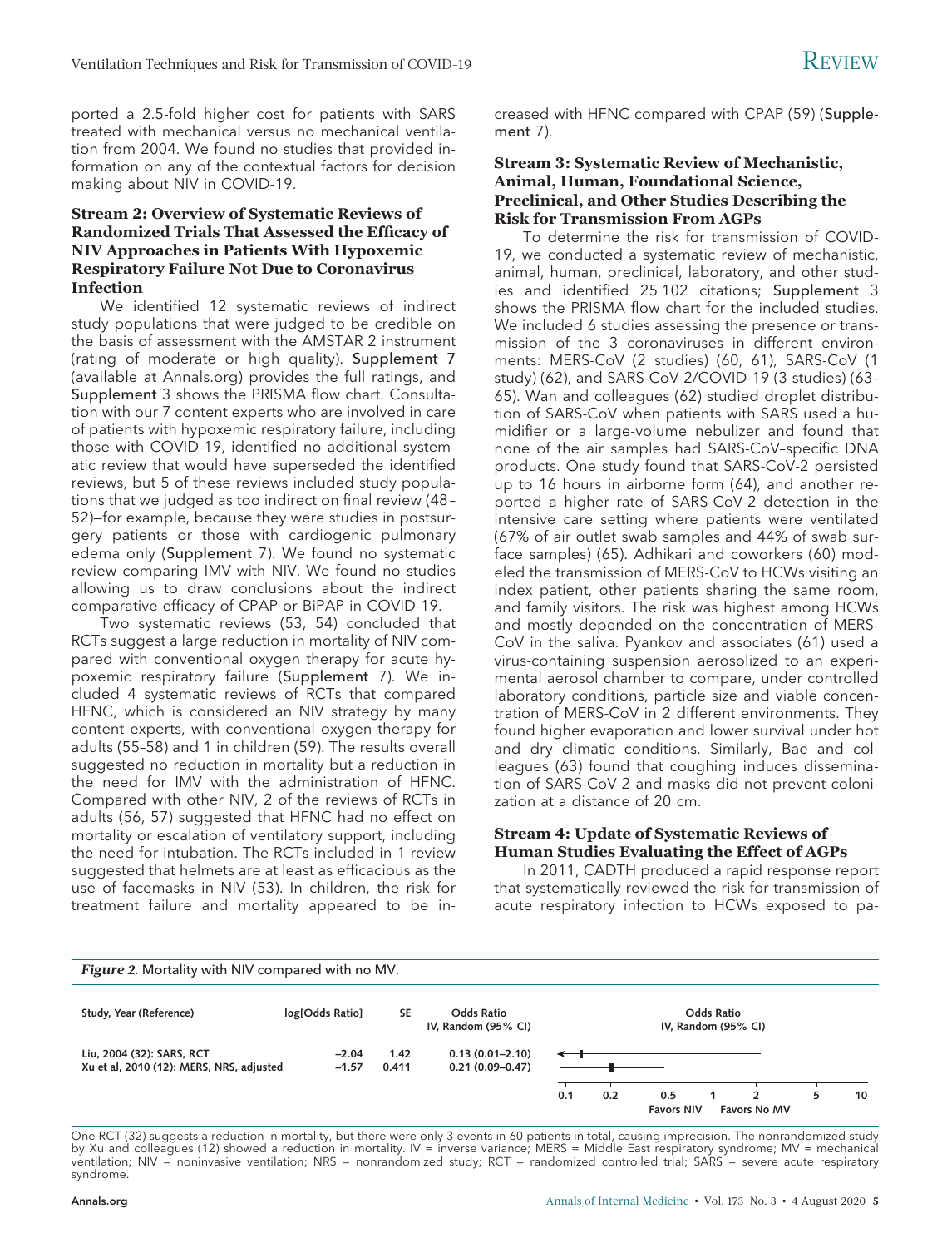ported a 2.5-fold higher cost for patients with SARS treated with mechanical versus no mechanical ventilation from 2004. We found no studies that provided information on any of the contextual factors for decision making about NIV in COVID-19.

### Stream 2: Overview of Systematic Reviews of Randomized Trials That Assessed the Efficacy of NIV Approaches in Patients With Hypoxemic Respiratory Failure Not Due to Coronavirus Infection

We identified 12 systematic reviews of indirect study populations that were judged to be credible on the basis of assessment with the AMSTAR 2 instrument (rating of moderate or high quality). Supplement 7 (available at Annals.org) provides the full ratings, and Supplement 3 shows the PRISMA flow chart. Consultation with our 7 content experts who are involved in care of patients with hypoxemic respiratory failure, including those with COVID-19, identified no additional systematic review that would have superseded the identified reviews, but 5 of these reviews included study populations that we judged as too indirect on final review (48–52)—for example, because they were studies in postsurgery patients or those with cardiogenic pulmonary edema only (Supplement 7). We found no systematic review comparing IMV with NIV. We found no studies allowing us to draw conclusions about the indirect comparative efficacy of CPAP or BiPAP in COVID-19.

Two systematic reviews (53, 54) concluded that RCTs suggest a large reduction in mortality of NIV compared with conventional oxygen therapy for acute hypoxemic respiratory failure (Supplement 7). We included 4 systematic reviews of RCTs that compared HFNC, which is considered an NIV strategy by many content experts, with conventional oxygen therapy for adults (55–58) and 1 in children (59). The results overall suggested no reduction in mortality but a reduction in the need for IMV with the administration of HFNC. Compared with other NIV, 2 of the reviews of RCTs in adults (56, 57) suggested that HFNC had no effect on mortality or escalation of ventilatory support, including the need for intubation. The RCTs included in 1 review suggested that helmets are at least as efficacious as the use of facemasks in NIV (53). In children, the risk for treatment failure and mortality appeared to be increased with HFNC compared with CPAP (59) (Supplement 7).

### Stream 3: Systematic Review of Mechanistic, Animal, Human, Foundational Science, Preclinical, and Other Studies Describing the Risk for Transmission From AGPs

To determine the risk for transmission of COVID-19, we conducted a systematic review of mechanistic, animal, human, preclinical, laboratory, and other studies and identified 25 102 citations; Supplement 3 shows the PRISMA flow chart for the included studies. We included 6 studies assessing the presence or transmission of the 3 coronaviruses in different environments: MERS-CoV (2 studies) (60, 61), SARS-CoV (1 study) (62), and SARS-CoV-2/COVID-19 (3 studies) (63–65). Wan and colleagues (62) studied droplet distribution of SARS-CoV when patients with SARS used a humidifier or a large-volume nebulizer and found that none of the air samples had SARS-CoV–specific DNA products. One study found that SARS-CoV-2 persisted up to 16 hours in airborne form (64), and another reported a higher rate of SARS-CoV-2 detection in the intensive care setting where patients were ventilated (67% of air outlet swab samples and 44% of swab surface samples) (65). Adhikari and coworkers (60) modeled the transmission of MERS-CoV to HCWs visiting an index patient, other patients sharing the same room, and family visitors. The risk was highest among HCWs and mostly depended on the concentration of MERS-CoV in the saliva. Pyankov and associates (61) used a virus-containing suspension aerosolized to an experimental aerosol chamber to compare, under controlled laboratory conditions, particle size and viable concentration of MERS-CoV in 2 different environments. They found higher evaporation and lower survival under hot and dry climatic conditions. Similarly, Bae and colleagues (63) found that coughing induces dissemination of SARS-CoV-2 and masks did not prevent colonization at a distance of 20 cm.

### Stream 4: Update of Systematic Reviews of Human Studies Evaluating the Effect of AGPs

In 2011, CADTH produced a rapid response report that systematically reviewed the risk for transmission of acute respiratory infection to HCWs exposed to pa-

*Figure 2.* Mortality with NIV compared with no MV.

| Study, Year (Reference) | log[Odds Ratio] | SE | Odds Ratio IV, Random (95% CI) |
|---|---|---|---|
| Liu, 2004 (32): SARS, RCT | −2.04 | 1.42 | 0.13 (0.01–2.10) |
| Xu et al, 2010 (12): MERS, NRS, adjusted | −1.57 | 0.411 | 0.21 (0.09–0.47) |

Odds Ratio IV, Random (95% CI) — axis: 0.1, 0.2, 0.5, 1, 2, 5, 10; Favors NIV | Favors No MV

One RCT (32) suggests a reduction in mortality, but there were only 3 events in 60 patients in total, causing imprecision. The nonrandomized study by Xu and colleagues (12) showed a reduction in mortality. IV = inverse variance; MERS = Middle East respiratory syndrome; MV = mechanical ventilation; NIV = noninvasive ventilation; NRS = nonrandomized study; RCT = randomized controlled trial; SARS = severe acute respiratory syndrome.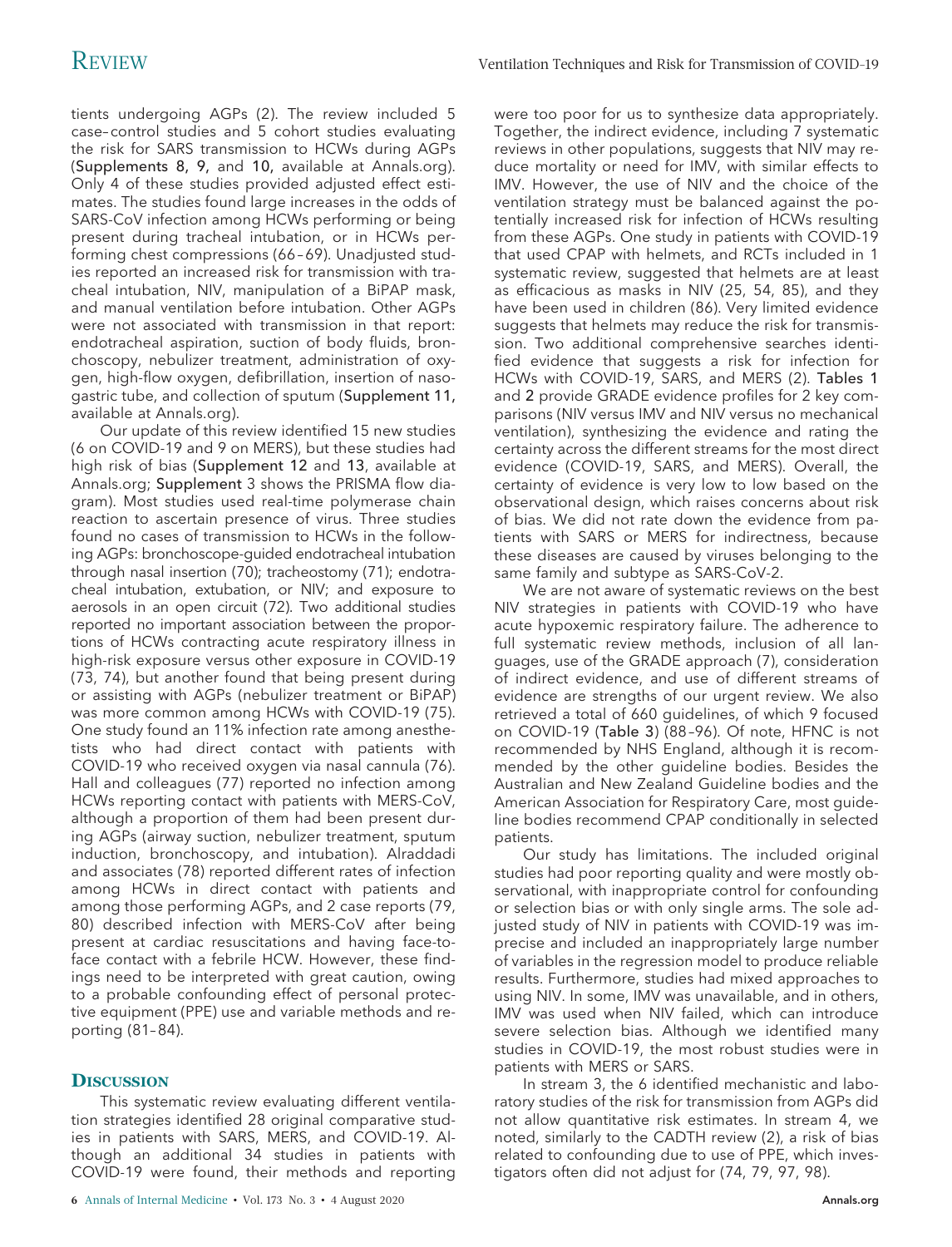tients undergoing AGPs (2). The review included 5 case–control studies and 5 cohort studies evaluating the risk for SARS transmission to HCWs during AGPs (Supplements 8, 9, and 10, available at Annals.org). Only 4 of these studies provided adjusted effect estimates. The studies found large increases in the odds of SARS-CoV infection among HCWs performing or being present during tracheal intubation, or in HCWs performing chest compressions (66–69). Unadjusted studies reported an increased risk for transmission with tracheal intubation, NIV, manipulation of a BiPAP mask, and manual ventilation before intubation. Other AGPs were not associated with transmission in that report: endotracheal aspiration, suction of body fluids, bronchoscopy, nebulizer treatment, administration of oxygen, high-flow oxygen, defibrillation, insertion of nasogastric tube, and collection of sputum (Supplement 11, available at Annals.org).

Our update of this review identified 15 new studies (6 on COVID-19 and 9 on MERS), but these studies had high risk of bias (Supplement 12 and 13, available at Annals.org; Supplement 3 shows the PRISMA flow diagram). Most studies used real-time polymerase chain reaction to ascertain presence of virus. Three studies found no cases of transmission to HCWs in the following AGPs: bronchoscope-guided endotracheal intubation through nasal insertion (70); tracheostomy (71); endotracheal intubation, extubation, or NIV; and exposure to aerosols in an open circuit (72). Two additional studies reported no important association between the proportions of HCWs contracting acute respiratory illness in high-risk exposure versus other exposure in COVID-19 (73, 74), but another found that being present during or assisting with AGPs (nebulizer treatment or BiPAP) was more common among HCWs with COVID-19 (75). One study found an 11% infection rate among anesthetists who had direct contact with patients with COVID-19 who received oxygen via nasal cannula (76). Hall and colleagues (77) reported no infection among HCWs reporting contact with patients with MERS-CoV, although a proportion of them had been present during AGPs (airway suction, nebulizer treatment, sputum induction, bronchoscopy, and intubation). Alraddadi and associates (78) reported different rates of infection among HCWs in direct contact with patients and among those performing AGPs, and 2 case reports (79, 80) described infection with MERS-CoV after being present at cardiac resuscitations and having face-to-face contact with a febrile HCW. However, these findings need to be interpreted with great caution, owing to a probable confounding effect of personal protective equipment (PPE) use and variable methods and reporting (81–84).

## Discussion

This systematic review evaluating different ventilation strategies identified 28 original comparative studies in patients with SARS, MERS, and COVID-19. Although an additional 34 studies in patients with COVID-19 were found, their methods and reporting were too poor for us to synthesize data appropriately. Together, the indirect evidence, including 7 systematic reviews in other populations, suggests that NIV may reduce mortality or need for IMV, with similar effects to IMV. However, the use of NIV and the choice of the ventilation strategy must be balanced against the potentially increased risk for infection of HCWs resulting from these AGPs. One study in patients with COVID-19 that used CPAP with helmets, and RCTs included in 1 systematic review, suggested that helmets are at least as efficacious as masks in NIV (25, 54, 85), and they have been used in children (86). Very limited evidence suggests that helmets may reduce the risk for transmission. Two additional comprehensive searches identified evidence that suggests a risk for infection for HCWs with COVID-19, SARS, and MERS (2). Tables 1 and 2 provide GRADE evidence profiles for 2 key comparisons (NIV versus IMV and NIV versus no mechanical ventilation), synthesizing the evidence and rating the certainty across the different streams for the most direct evidence (COVID-19, SARS, and MERS). Overall, the certainty of evidence is very low to low based on the observational design, which raises concerns about risk of bias. We did not rate down the evidence from patients with SARS or MERS for indirectness, because these diseases are caused by viruses belonging to the same family and subtype as SARS-CoV-2.

We are not aware of systematic reviews on the best NIV strategies in patients with COVID-19 who have acute hypoxemic respiratory failure. The adherence to full systematic review methods, inclusion of all languages, use of the GRADE approach (7), consideration of indirect evidence, and use of different streams of evidence are strengths of our urgent review. We also retrieved a total of 660 guidelines, of which 9 focused on COVID-19 (Table 3) (88–96). Of note, HFNC is not recommended by NHS England, although it is recommended by the other guideline bodies. Besides the Australian and New Zealand Guideline bodies and the American Association for Respiratory Care, most guideline bodies recommend CPAP conditionally in selected patients.

Our study has limitations. The included original studies had poor reporting quality and were mostly observational, with inappropriate control for confounding or selection bias or with only single arms. The sole adjusted study of NIV in patients with COVID-19 was imprecise and included an inappropriately large number of variables in the regression model to produce reliable results. Furthermore, studies had mixed approaches to using NIV. In some, IMV was unavailable, and in others, IMV was used when NIV failed, which can introduce severe selection bias. Although we identified many studies in COVID-19, the most robust studies were in patients with MERS or SARS.

In stream 3, the 6 identified mechanistic and laboratory studies of the risk for transmission from AGPs did not allow quantitative risk estimates. In stream 4, we noted, similarly to the CADTH review (2), a risk of bias related to confounding due to use of PPE, which investigators often did not adjust for (74, 79, 97, 98).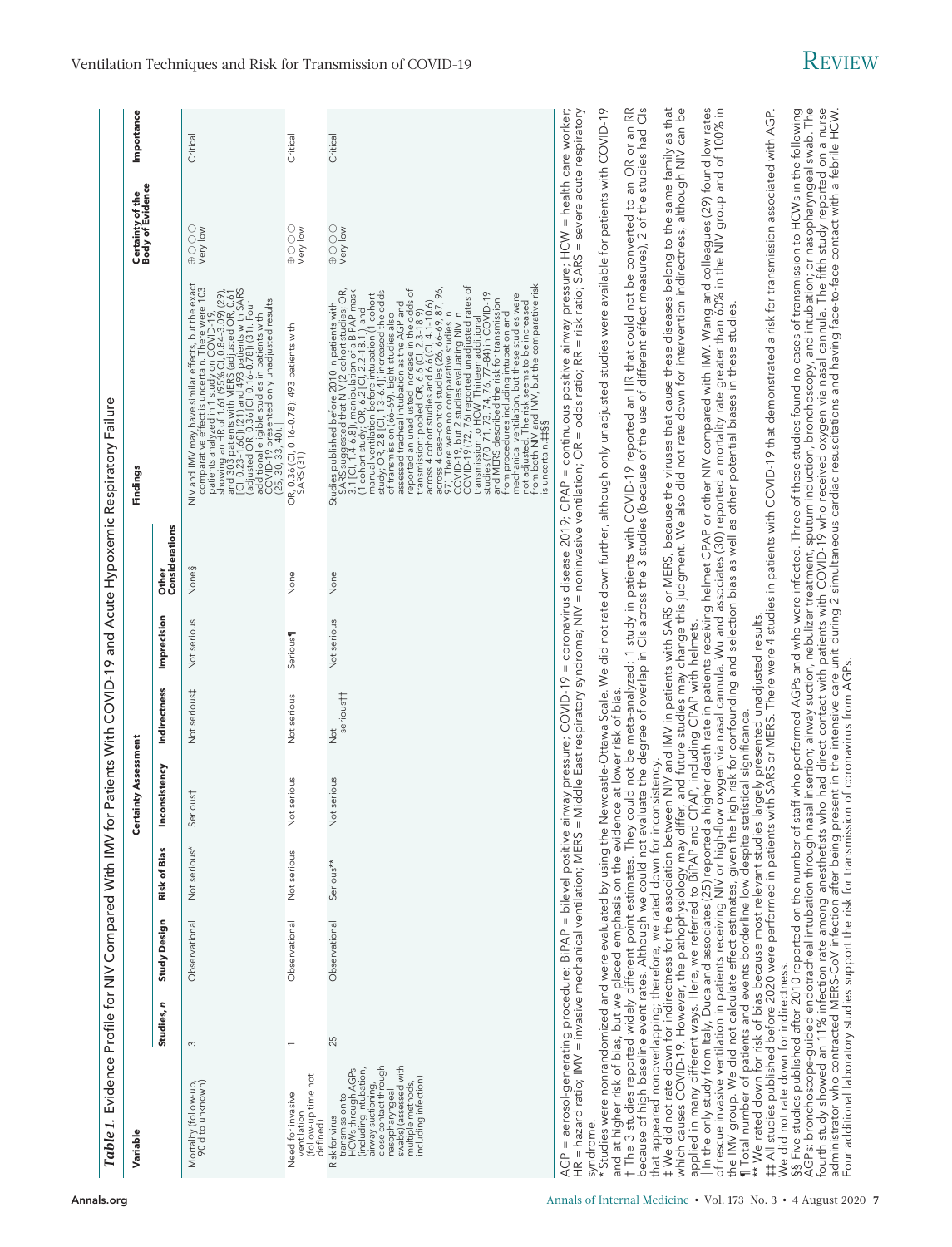**Table 1.** Evidence Profile for NIV Compared With IMV for Patients With COVID-19 and Acute Hypoxemic Respiratory Failure

| Variable | | | Certainty Assessment | | | | | Findings | Certainty of the Body of Evidence | Importance |
|---|---|---|---|---|---|---|---|---|---|---|
| | Studies, *n* | Study Design | Risk of Bias | Inconsistency | Indirectness | Imprecision | Other Considerations | | | |
| Mortality (follow-up, 90 d to unknown) | 3 | Observational | Not serious* | Serious† | Not serious‡ | Not serious | None§ | NIV and IMV may have similar effects, but the exact comparative effect is uncertain. There were 103 patients analyzed in 1 study on COVID-19, showing an HR of 1.61 (95% CI, 0.84–3.09) (29), and 303 patients with MERS (adjusted OR, 0.61 [CI, 0.23–1.60]) (21) and 493 patients with SARS (adjusted OR, 0.36 [CI, 0.16–0.78]) (31). Four additional eligible studies in patients with COVID-19 presented only unadjusted results (25, 30, 33, 40)‖ | ⊕○○○ Very low | Critical |
| Need for invasive ventilation (follow-up time not defined) | 1 | Observational | Not serious | Not serious | Not serious | Serious¶ | None | OR, 0.36 (CI, 0.16–0.78); 493 patients with SARS (31) | ⊕○○○ Very low | Critical |
| Risk for virus transmission to HCWs through AGPs (including intubation, airway suctioning, close contact through nasopharyngeal swabs) (assessed with multiple methods, including infection) | 25 | Observational | Serious** | Not serious | Not serious†† | Not serious | None | Studies published before 2010 in patients with SARS suggested that NIV (2 cohort studies; OR, 3.1 [CI, 1.4–6.8]), manipulation of a BiPAP mask (1 cohort study; OR, 6.2 [CI, 2.2–18.1]), and manual ventilation before intubation (1 cohort study; OR, 2.8 [CI, 1.3–6.4]) increased the odds of transmission (66–69). Eight studies also assessed tracheal intubation as the AGP and reported an unadjusted increase in the odds of transmission: pooled OR, 6.6 (CI, 2.3–18.9) across 4 cohort studies and 6.6 (CI, 4.1–10.6) across 4 case–control studies (26, 66–69, 87, 96, 97). There were no comparative studies in COVID-19, but 2 studies evaluating NIV in COVID-19 (72, 76) reported unadjusted rates of transmission to HCW. Thirteen additional studies (70, 71, 73, 74, 76, 77–84) in COVID-19 and MERS described the risk for transmission from procedures including intubation and mechanical ventilation, but these studies were not adjusted. The risk seems to be increased from both NIV and IMV, but the comparative risk is uncertain.‡‡§§ | ⊕○○○ Very low | Critical |

AGP = aerosol-generating procedure; BiPAP = bilevel positive airway pressure; COVID-19 = coronavirus disease 2019; CPAP = continuous positive airway pressure; HCW = health care worker; HR = hazard ratio; IMV = invasive mechanical ventilation; MERS = Middle East respiratory syndrome; NIV = noninvasive ventilation; OR = odds ratio; RR = risk ratio; SARS = severe acute respiratory syndrome.

\* Studies were nonrandomized and were evaluated by using the Newcastle-Ottawa Scale. We did not rate down further, although only unadjusted studies were available for patients with COVID-19 and at higher risk of bias, but we placed emphasis on the evidence at lower risk of bias.

† The 3 studies reported widely different point estimates. They could not be meta-analyzed; 1 study in patients with COVID-19 reported an HR that could not be converted to an OR or an RR because of high baseline event rates. Although we could not evaluate the degree of overlap in CIs across the 3 studies (because of the use of different effect measures), 2 of the studies had CIs that appeared nonoverlapping; therefore, we rated down for inconsistency.

‡ We did not rate down for indirectness for the association between NIV and IMV in patients with SARS or MERS, because the viruses that cause these diseases belong to the same family as that which causes COVID-19. However, the pathophysiology may differ, and future studies may change this judgment. We also did not rate down for intervention indirectness, although NIV can be applied in many different ways. Here, we referred to BiPAP and CPAP, including CPAP with helmets.

§ In the only study from Italy, Duca and associates (25) reported a higher death rate in patients receiving helmet CPAP or other NIV compared with IMV. Wang and colleagues (29) found low rates of rescue invasive ventilation in patients receiving NIV or high-flow oxygen via a nasal cannula. Wu and associates (30) reported a mortality rate greater than 60% in the NIV group and of 100% in the IMV group. We did not calculate effect estimates, given the high risk for confounding and selection bias as well as other potential biases in these studies.

¶ Total number of patients and events borderline low despite statistical significance.

\*\* We rated down for risk of bias because most relevant studies largely presented unadjusted results.

†† All studies published before 2020 were performed in patients with SARS or MERS. There were 4 studies in patients with COVID-19 that demonstrated a risk for transmission associated with AGP. We did not rate down for indirectness.

‡‡ Five studies published after 2010 reported on the number of staff who performed AGPs and who were infected. Three of these studies found no cases of transmission to HCWs in the following AGPs: bronchoscope-guided endotracheal intubation through nasal insertion; airway suction, nebulizer treatment, sputum induction, bronchoscopy, and intubation; or nasopharyngeal swab. The fourth study showed an 11% infection rate among anesthetists who had direct contact with patients with COVID-19 who received oxygen via a nasal cannula. The fifth study reported on a nurse administrator who contracted MERS-CoV infection after being present in the intensive care unit during 2 simultaneous cardiac resuscitations and having face-to-face contact with a febrile HCW.

§§ Four additional laboratory studies support the risk for transmission of coronavirus from AGPs.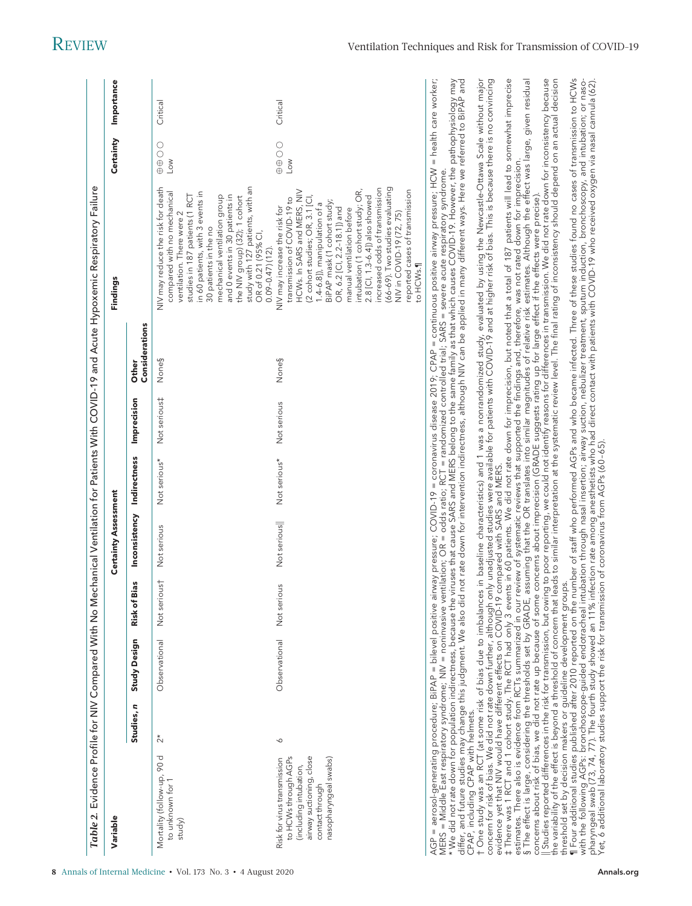*Table 2.* Evidence Profile for NIV Compared With No Mechanical Ventilation for Patients With COVID-19 and Acute Hypoxemic Respiratory Failure

| Variable | Certainty Assessment | | | | | | | Findings | Certainty | Importance |
|---|---|---|---|---|---|---|---|---|---|---|
| | Studies, *n* | Study Design | Risk of Bias | Inconsistency | Indirectness | Imprecision | Other Considerations | | | |
| Mortality (follow-up, 90 d to unknown for 1 study) | 2* | Observational | Not serious† | Not serious | Not serious* | Not serious‡ | None§ | NIV may reduce the risk for death compared with no mechanical ventilation. There were 2 studies in 187 patients (1 RCT in 60 patients, with 3 events in 30 patients in the no mechanical ventilation group and 0 events in 30 patients in the NIV group) (32); 1 cohort study with 127 patients, with an OR of 0.21 (95% CI, 0.09–0.47) (12). | ⊕⊕○○ Low | Critical |
| Risk for virus transmission to HCWs through AGPs (including intubation, airway suctioning, close contact through nasopharyngeal swabs) | 6 | Observational | Not serious | Not serious‖ | Not serious* | Not serious | None§ | NIV may increase the risk for transmission of COVID-19 to HCWs. In SARS and MERS, NIV (2 cohort studies; OR, 3.1 [CI, 1.4–6.8]), manipulation of a BiPAP mask (1 cohort study; OR, 6.2 [CI, 2.2–18.1]) and manual ventilation before intubation (1 cohort study; OR, 2.8 [CI, 1.3–6.4]) also showed increased odds of transmission (66–69). Two studies evaluating NIV in COVID-19 (72, 75) reported cases of transmission to HCWs.¶ | ⊕⊕○○ Low | Critical |

AGP = aerosol-generating procedure; BiPAP = bilevel positive airway pressure; COVID-19 = coronavirus disease 2019; CPAP = continuous positive airway pressure; HCW = health care worker; MERS = Middle East respiratory syndrome; NIV = noninvasive ventilation; OR = odds ratio; RCT = randomized controlled trial; SARS = severe acute respiratory syndrome.

\* We did not rate down for population indirectness, because the viruses that cause SARS and MERS belong to the same family as that which causes COVID-19. However, the pathophysiology may differ, and future studies may change this judgment. We also did not rate down for intervention indirectness, although NIV can be applied in many different ways. Here we referred to BiPAP and CPAP, including CPAP with helmets.

† One study was an RCT (at some risk of bias due to imbalances in baseline characteristics) and 1 was a nonrandomized study, evaluated by using the Newcastle-Ottawa Scale without major concern for risk of bias. We did not rate down further, although only unadjusted studies were available for patients with COVID-19 and at higher risk of bias. This is because there is no convincing evidence yet that NIV would have different effects on COVID-19 compared with SARS and MERS.

‡ There was 1 RCT and 1 cohort study. The RCT had only 3 events in 60 patients. We did not rate down for imprecision, but noted that a total of 187 patients will lead to somewhat imprecise estimates. There also is evidence from RCTs summarized in our review of systematic reviews that supported the findings and, therefore, was not rated down for imprecision.

§ The effect is large, considering the thresholds set by GRADE, assuming that the OR translates into similar magnitudes of relative risk estimates. Although the effect was large, given residual concerns about risk of bias, we did not rate up because of some concerns about imprecision (GRADE suggests rating up for large effect if the effects were precise).

‖ Studies reported differences in the risk for transmission, but owing to poor reporting, we could not identify reasons for differences in transmission. We did not rate down for inconsistency because the variability of the effect is beyond a threshold of concern that leads to similar interpretation at the systematic review level. The final rating of inconsistency should depend on an actual decision threshold set by decision makers or guideline development groups.

¶ Four additional studies published after 2010 reported on the number of staff who performed AGPs and who became infected. Three of these studies found no cases of transmission to HCWs with the following AGPs: bronchoscope-guided endotracheal intubation through nasal insertion; airway suction, nebulizer treatment, sputum induction, bronchoscopy, and intubation; or nasopharyngeal swab (73, 74, 77). The fourth study showed an 11% infection rate among anesthetists who had direct contact with patients with COVID-19 who received oxygen via nasal cannula (62). Yet, 6 additional laboratory studies support the risk for transmission of coronavirus from AGPs (60–65).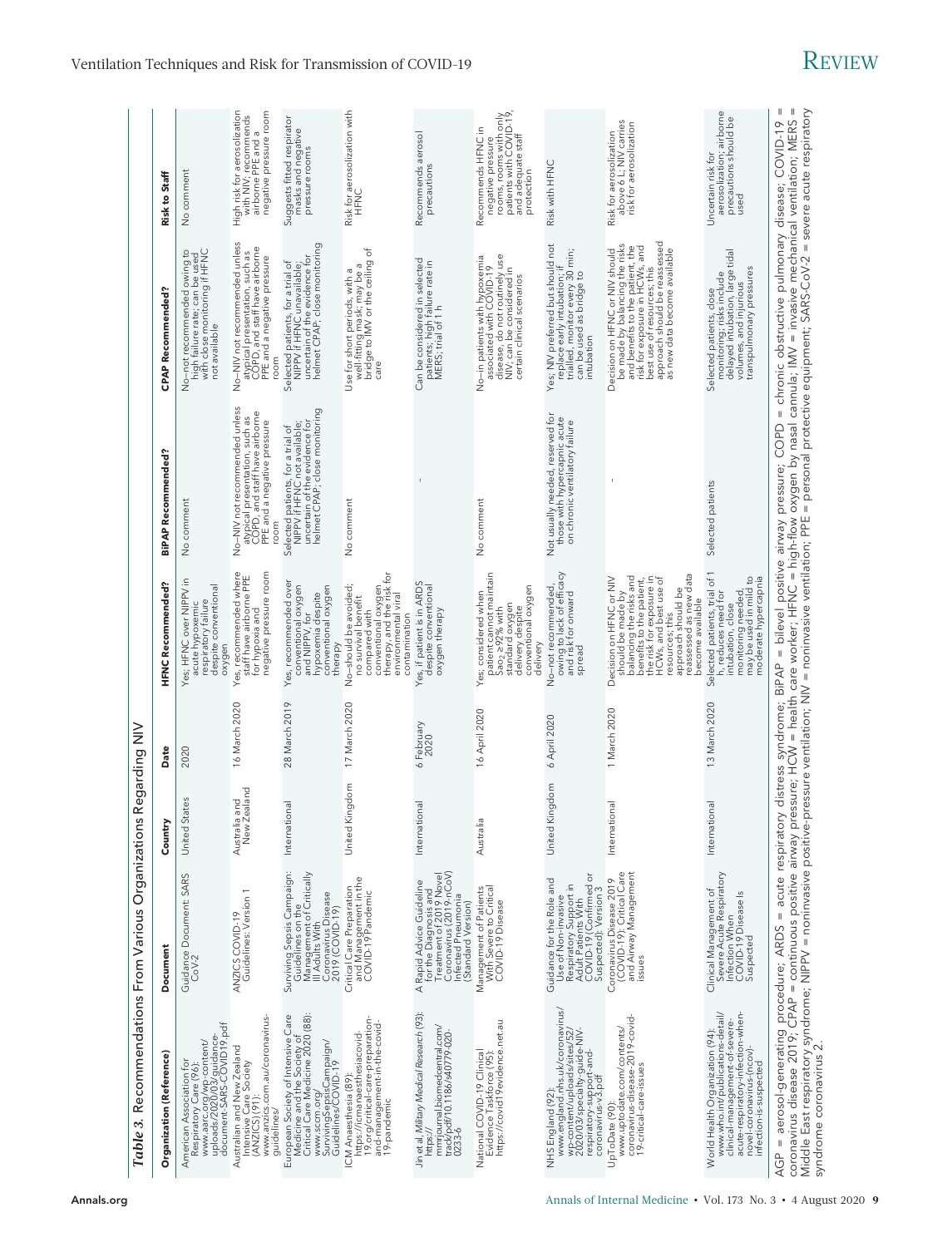*Table 3.* Recommendations From Various Organizations Regarding NIV

| Organization (Reference) | Document | Country | Date | HFNC Recommended? | BiPAP Recommended? | CPAP Recommended? | Risk to Staff |
|---|---|---|---|---|---|---|---|
| American Association for Respiratory Care (96): www.aarc.org/wp-content/uploads/2020/03/guidance-document-SARS-COVID19.pdf | Guidance Document: SARS CoV-2 | United States | 2020 | Yes; HFNC over NIPPV in acute hypoxemic respiratory failure despite conventional oxygen | No comment | No–not recommended owing to high failure rate; can be used with close monitoring if HFNC not available | No comment |
| Australian and New Zealand Intensive Care Society (ANZICS) (91): www.anzics.com.au/coronavirus-guidelines/ | ANZICS COVID-19 Guidelines: Version 1 | Australia and New Zealand | 16 March 2020 | Yes, recommended where staff have airborne PPE for hypoxia and negative pressure room | No–NIV not recommended unless atypical presentation, such as COPD, and staff have airborne PPE and a negative pressure room | No–NIV not recommended unless atypical presentation, such as COPD, and staff have airborne PPE and a negative pressure room | High risk for aerosolization with NIV; recommends airborne PPE and a negative pressure room |
| European Society of Intensive Care Medicine and the Society of Critical Care Medicine 2020 (88): www.sccm.org/SurvivingSepsisCampaign/Guidelines/COVID-19 | Surviving Sepsis Campaign: Guidelines on the Management of Critically Ill Adults With Coronavirus Disease 2019 (COVID-19) | International | 28 March 2019 | Yes, recommended over conventional oxygen and NIPPV, for hypoxemia despite conventional oxygen therapy | Selected patients, for a trial of NIPPV if HFNC not available; uncertain of the evidence for helmet CPAP; close monitoring | Selected patients, for a trial of NIPPV if HFNC unavailable; uncertain of the evidence for helmet CPAP; close monitoring | Suggests fitted respirator masks and negative pressure rooms |
| ICM Anaesthesia (89): https://icmanaesthesiacovid-19.org/critical-care-preparation-and-management-in-the-covid-19-pandemic | Critical Care Preparation and Management in the COVID-19 Pandemic | United Kingdom | 17 March 2020 | No–should be avoided; no survival benefit compared with conventional oxygen therapy, and the risk for environmental viral contamination | No comment | Use for short periods; with a well-fitting mask; may be a bridge to IMV or the ceiling of care | Risk for aerosolization with HFNC |
| Jin et al, *Military Medical Research* (93): https://mmrjournal.biomedcentral.com/track/pdf/10.1186/s40779-020-0233-6 | A Rapid Advice Guideline for the Diagnosis and Treatment of 2019 Novel Coronavirus (2019-nCoV) Infected Pneumonia (Standard Version) | International | 6 February 2020 | Yes, if patient is in ARDS despite conventional oxygen therapy | - | Can be considered in selected patients; high failure rate in MERS; trial of 1 h | Recommends aerosol precautions |
| National COVID-19 Clinical Evidence Taskforce (95): https://covid19evidence.net.au | Management of Patients With Severe to Critical COVID-19 Disease | Australia | 16 April 2020 | Yes; considered when patient cannot maintain $Sa_{O_2}$ >92% with standard oxygen delivery despite conventional oxygen delivery | No comment | No–in patients with hypoxemia associated with COVID-19 disease, do not routinely use NIV; can be considered in certain clinical scenarios | Recommends HFNC in negative pressure rooms, rooms with only patients with COVID-19, and adequate staff protection |
| NHS England (92): www.england.nhs.uk/coronavirus/wp-content/uploads/sites/52/2020/03/specialty-guide-NIV-respiratory-support-and-coronavirus-v3.pdf | Guidance for the Role and Use of Non-invasive Respiratory Support in Adult Patients With COVID-19 (Confirmed or Suspected): Version 3 | United Kingdom | 6 April 2020 | No–not recommended, owing to lack of efficacy and risk for onward spread | Not usually needed, reserved for those with hypercapnic acute failure on chronic ventilatory failure | Yes; NIV preferred but should not replace early intubation; if tried, review every 30 min; can be used as bridge to intubation | Risk with HFNC |
| UpToDate (90): www.uptodate.com/contents/coronavirus-disease-2019-covid-19-critical-care-issues | Coronavirus Disease 2019 (COVID-19): Critical Care and Airway Management Issues | International | 1 March 2020 | Decision on HFNC or NIV should be made by balancing the risks and benefits to the patient, the risk for exposure in HCWs, and best use of resources; this approach should be reassessed as new data become available | - | Decision on HFNC or NIV should be made by balancing the risks and benefits to the patient, the risk for exposure in HCWs, and best use of resources; this approach should be reassessed as new data become available | Risk for aerosolization above 6 L; NIV carries risk for aerosolization |
| World Health Organization (94): www.who.int/publications-detail/clinical-management-of-severe-acute-respiratory-infection-when-novel-coronavirus-(ncov)-infection-is-suspected | Clinical Management of Severe Acute Respiratory Infection When COVID-19 Disease Is Suspected | International | 13 March 2020 | Selected patients, trial of 1 h, reduces need for intubation, close monitoring needed, may be used in mild to moderate hypercapnia | Selected patients | Selected patients, close monitoring; risks include delayed intubation, large tidal volumes, and injurious transpulmonary pressures | Uncertain risk for aerosolization; airborne precautions should be used |

AGP = aerosol-generating procedure; ARDS = acute respiratory distress syndrome; BiPAP = bilevel positive airway pressure; COPD = chronic obstructive pulmonary disease; COVID-19 = coronavirus disease 2019; CPAP = continuous positive airway pressure; HCW = health care worker; HFNC = high-flow oxygen by nasal cannula; IMV = invasive mechanical ventilation; MERS = Middle East respiratory syndrome; NIPPV = noninvasive positive-pressure ventilation; NIV = noninvasive ventilation; PPE = personal protective equipment; SARS-CoV-2 = severe acute respiratory syndrome coronavirus 2.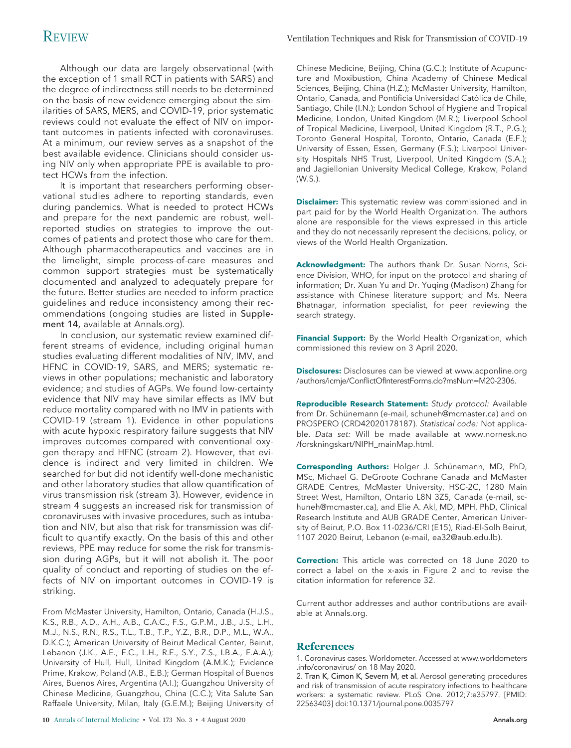Although our data are largely observational (with the exception of 1 small RCT in patients with SARS) and the degree of indirectness still needs to be determined on the basis of new evidence emerging about the similarities of SARS, MERS, and COVID-19, prior systematic reviews could not evaluate the effect of NIV on important outcomes in patients infected with coronaviruses. At a minimum, our review serves as a snapshot of the best available evidence. Clinicians should consider using NIV only when appropriate PPE is available to protect HCWs from the infection.

It is important that researchers performing observational studies adhere to reporting standards, even during pandemics. What is needed to protect HCWs and prepare for the next pandemic are robust, well-reported studies on strategies to improve the outcomes of patients and protect those who care for them. Although pharmacotherapeutics and vaccines are in the limelight, simple process-of-care measures and common support strategies must be systematically documented and analyzed to adequately prepare for the future. Better studies are needed to inform practice guidelines and reduce inconsistency among their recommendations (ongoing studies are listed in Supplement 14, available at Annals.org).

In conclusion, our systematic review examined different streams of evidence, including original human studies evaluating different modalities of NIV, IMV, and HFNC in COVID-19, SARS, and MERS; systematic reviews in other populations; mechanistic and laboratory evidence; and studies of AGPs. We found low-certainty evidence that NIV may have similar effects as IMV but reduce mortality compared with no IMV in patients with COVID-19 (stream 1). Evidence in other populations with acute hypoxic respiratory failure suggests that NIV improves outcomes compared with conventional oxygen therapy and HFNC (stream 2). However, that evidence is indirect and very limited in children. We searched for but did not identify well-done mechanistic and other laboratory studies that allow quantification of virus transmission risk (stream 3). However, evidence in stream 4 suggests an increased risk for transmission of coronaviruses with invasive procedures, such as intubation and NIV, but also that risk for transmission was difficult to quantify exactly. On the basis of this and other reviews, PPE may reduce for some the risk for transmission during AGPs, but it will not abolish it. The poor quality of conduct and reporting of studies on the effects of NIV on important outcomes in COVID-19 is striking.

From McMaster University, Hamilton, Ontario, Canada (H.J.S., K.S., R.B., A.D., A.H., A.B., C.A.C., F.S., G.P.M., J.B., J.S., L.H., M.J., N.S., R.N., R.S., T.L., T.B., T.P., Y.Z., B.R., D.P., M.L., W.A., D.K.C.); American University of Beirut Medical Center, Beirut, Lebanon (J.K., A.E., F.C., L.H., R.E., S.Y., Z.S., I.B.A., E.A.A.); University of Hull, Hull, United Kingdom (A.M.K.); Evidence Prime, Krakow, Poland (A.B., E.B.); German Hospital of Buenos Aires, Buenos Aires, Argentina (A.I.); Guangzhou University of Chinese Medicine, Guangzhou, China (C.C.); Vita Salute San Raffaele University, Milan, Italy (G.E.M.); Beijing University of Chinese Medicine, Beijing, China (G.C.); Institute of Acupuncture and Moxibustion, China Academy of Chinese Medical Sciences, Beijing, China (H.Z.); McMaster University, Hamilton, Ontario, Canada, and Pontificia Universidad Católica de Chile, Santiago, Chile (I.N.); London School of Hygiene and Tropical Medicine, London, United Kingdom (M.R.); Liverpool School of Tropical Medicine, Liverpool, United Kingdom (R.T., P.G.); Toronto General Hospital, Toronto, Ontario, Canada (E.F.); University of Essen, Essen, Germany (F.S.); Liverpool University Hospitals NHS Trust, Liverpool, United Kingdom (S.A.); and Jagiellonian University Medical College, Krakow, Poland (W.S.).

**Disclaimer:** This systematic review was commissioned and in part paid for by the World Health Organization. The authors alone are responsible for the views expressed in this article and they do not necessarily represent the decisions, policy, or views of the World Health Organization.

**Acknowledgment:** The authors thank Dr. Susan Norris, Science Division, WHO, for input on the protocol and sharing of information; Dr. Xuan Yu and Dr. Yuqing (Madison) Zhang for assistance with Chinese literature support; and Ms. Neera Bhatnagar, information specialist, for peer reviewing the search strategy.

**Financial Support:** By the World Health Organization, which commissioned this review on 3 April 2020.

**Disclosures:** Disclosures can be viewed at www.acponline.org/authors/icmje/ConflictOfInterestForms.do?msNum=M20-2306.

**Reproducible Research Statement:** *Study protocol:* Available from Dr. Schünemann (e-mail, schuneh@mcmaster.ca) and on PROSPERO (CRD42020178187). *Statistical code:* Not applicable. *Data set:* Will be made available at www.nornesk.no/forskningskart/NIPH_mainMap.html.

**Corresponding Authors:** Holger J. Schünemann, MD, PhD, MSc, Michael G. DeGroote Cochrane Canada and McMaster GRADE Centres, McMaster University, HSC-2C, 1280 Main Street West, Hamilton, Ontario L8N 3Z5, Canada (e-mail, schuneh@mcmaster.ca), and Elie A. Akl, MD, MPH, PhD, Clinical Research Institute and AUB GRADE Center, American University of Beirut, P.O. Box 11-0236/CRI (E15), Riad-El-Solh Beirut, 1107 2020 Beirut, Lebanon (e-mail, ea32@aub.edu.lb).

**Correction:** This article was corrected on 18 June 2020 to correct a label on the x-axis in Figure 2 and to revise the citation information for reference 32.

Current author addresses and author contributions are available at Annals.org.

## References

1. Coronavirus cases. Worldometer. Accessed at www.worldometers.info/coronavirus/ on 18 May 2020.
2. Tran K, Cimon K, Severn M, et al. Aerosol generating procedures and risk of transmission of acute respiratory infections to healthcare workers: a systematic review. PLoS One. 2012;7:e35797. [PMID: 22563403] doi:10.1371/journal.pone.0035797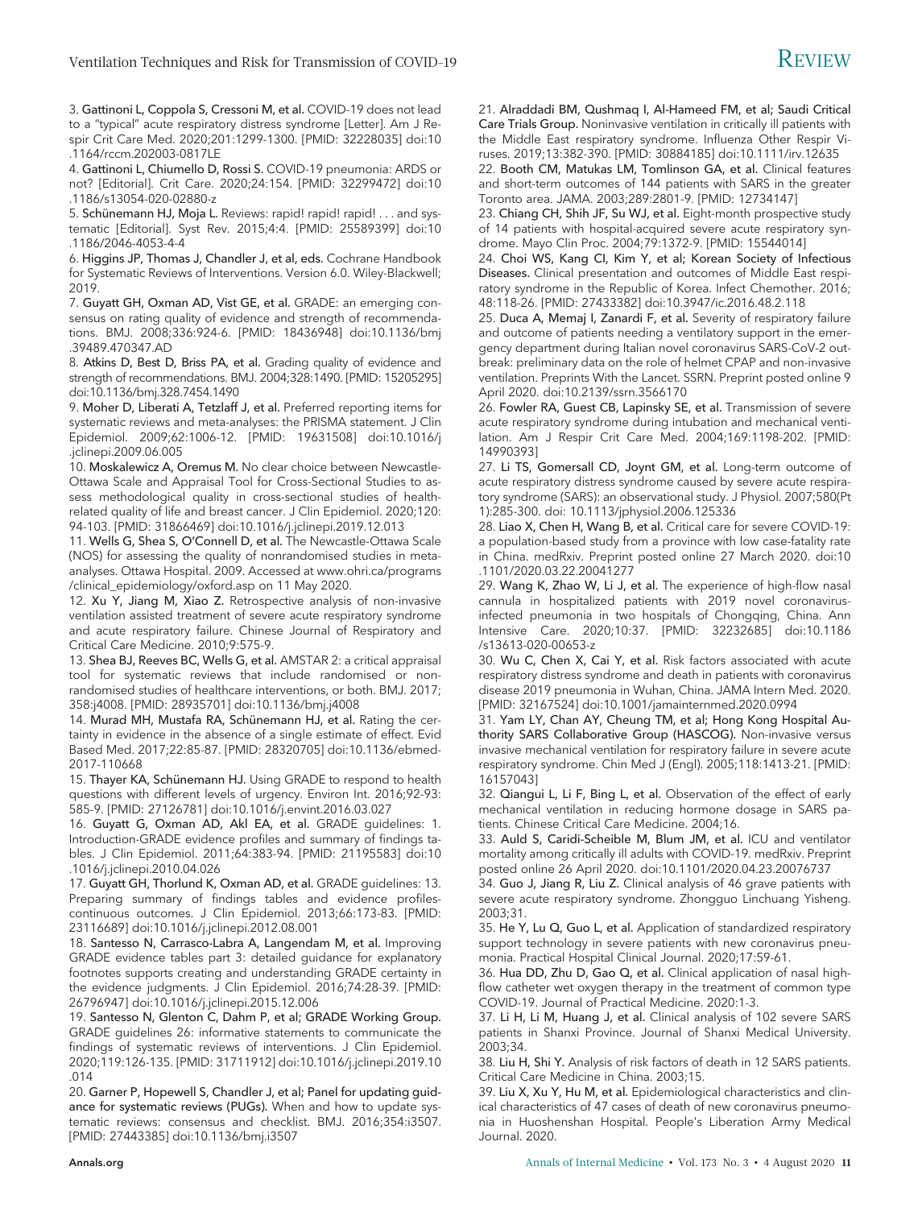3. Gattinoni L, Coppola S, Cressoni M, et al. COVID-19 does not lead to a "typical" acute respiratory distress syndrome [Letter]. Am J Respir Crit Care Med. 2020;201:1299-1300. [PMID: 32228035] doi:10.1164/rccm.202003-0817LE

4. Gattinoni L, Chiumello D, Rossi S. COVID-19 pneumonia: ARDS or not? [Editorial]. Crit Care. 2020;24:154. [PMID: 32299472] doi:10.1186/s13054-020-02880-z

5. Schünemann HJ, Moja L. Reviews: rapid! rapid! rapid! . . . and systematic [Editorial]. Syst Rev. 2015;4:4. [PMID: 25589399] doi:10.1186/2046-4053-4-4

6. Higgins JP, Thomas J, Chandler J, et al, eds. Cochrane Handbook for Systematic Reviews of Interventions. Version 6.0. Wiley-Blackwell; 2019.

7. Guyatt GH, Oxman AD, Vist GE, et al. GRADE: an emerging consensus on rating quality of evidence and strength of recommendations. BMJ. 2008;336:924-6. [PMID: 18436948] doi:10.1136/bmj.39489.470347.AD

8. Atkins D, Best D, Briss PA, et al. Grading quality of evidence and strength of recommendations. BMJ. 2004;328:1490. [PMID: 15205295] doi:10.1136/bmj.328.7454.1490

9. Moher D, Liberati A, Tetzlaff J, et al. Preferred reporting items for systematic reviews and meta-analyses: the PRISMA statement. J Clin Epidemiol. 2009;62:1006-12. [PMID: 19631508] doi:10.1016/j.jclinepi.2009.06.005

10. Moskalewicz A, Oremus M. No clear choice between Newcastle-Ottawa Scale and Appraisal Tool for Cross-Sectional Studies to assess methodological quality in cross-sectional studies of health-related quality of life and breast cancer. J Clin Epidemiol. 2020;120:94-103. [PMID: 31866469] doi:10.1016/j.jclinepi.2019.12.013

11. Wells G, Shea S, O'Connell D, et al. The Newcastle-Ottawa Scale (NOS) for assessing the quality of nonrandomised studies in meta-analyses. Ottawa Hospital. 2009. Accessed at www.ohri.ca/programs/clinical_epidemiology/oxford.asp on 11 May 2020.

12. Xu Y, Jiang M, Xiao Z. Retrospective analysis of non-invasive ventilation assisted treatment of severe acute respiratory syndrome and acute respiratory failure. Chinese Journal of Respiratory and Critical Care Medicine. 2010;9:575-9.

13. Shea BJ, Reeves BC, Wells G, et al. AMSTAR 2: a critical appraisal tool for systematic reviews that include randomised or non-randomised studies of healthcare interventions, or both. BMJ. 2017;358:j4008. [PMID: 28935701] doi:10.1136/bmj.j4008

14. Murad MH, Mustafa RA, Schünemann HJ, et al. Rating the certainty in evidence in the absence of a single estimate of effect. Evid Based Med. 2017;22:85-87. [PMID: 28320705] doi:10.1136/ebmed-2017-110668

15. Thayer KA, Schünemann HJ. Using GRADE to respond to health questions with different levels of urgency. Environ Int. 2016;92-93:585-9. [PMID: 27126781] doi:10.1016/j.envint.2016.03.027

16. Guyatt G, Oxman AD, Akl EA, et al. GRADE guidelines: 1. Introduction-GRADE evidence profiles and summary of findings tables. J Clin Epidemiol. 2011;64:383-94. [PMID: 21195583] doi:10.1016/j.jclinepi.2010.04.026

17. Guyatt GH, Thorlund K, Oxman AD, et al. GRADE guidelines: 13. Preparing summary of findings tables and evidence profiles-continuous outcomes. J Clin Epidemiol. 2013;66:173-83. [PMID: 23116689] doi:10.1016/j.jclinepi.2012.08.001

18. Santesso N, Carrasco-Labra A, Langendam M, et al. Improving GRADE evidence tables part 3: detailed guidance for explanatory footnotes supports creating and understanding GRADE certainty in the evidence judgments. J Clin Epidemiol. 2016;74:28-39. [PMID: 26796947] doi:10.1016/j.jclinepi.2015.12.006

19. Santesso N, Glenton C, Dahm P, et al; GRADE Working Group. GRADE guidelines 26: informative statements to communicate the findings of systematic reviews of interventions. J Clin Epidemiol. 2020;119:126-135. [PMID: 31711912] doi:10.1016/j.jclinepi.2019.10.014

20. Garner P, Hopewell S, Chandler J, et al; Panel for updating guidance for systematic reviews (PUGs). When and how to update systematic reviews: consensus and checklist. BMJ. 2016;354:i3507. [PMID: 27443385] doi:10.1136/bmj.i3507

21. Alraddadi BM, Qushmaq I, Al-Hameed FM, et al; Saudi Critical Care Trials Group. Noninvasive ventilation in critically ill patients with the Middle East respiratory syndrome. Influenza Other Respir Viruses. 2019;13:382-390. [PMID: 30884185] doi:10.1111/irv.12635

22. Booth CM, Matukas LM, Tomlinson GA, et al. Clinical features and short-term outcomes of 144 patients with SARS in the greater Toronto area. JAMA. 2003;289:2801-9. [PMID: 12734147]

23. Chiang CH, Shih JF, Su WJ, et al. Eight-month prospective study of 14 patients with hospital-acquired severe acute respiratory syndrome. Mayo Clin Proc. 2004;79:1372-9. [PMID: 15544014]

24. Choi WS, Kang CI, Kim Y, et al; Korean Society of Infectious Diseases. Clinical presentation and outcomes of Middle East respiratory syndrome in the Republic of Korea. Infect Chemother. 2016;48:118-26. [PMID: 27433382] doi:10.3947/ic.2016.48.2.118

25. Duca A, Memaj I, Zanardi F, et al. Severity of respiratory failure and outcome of patients needing a ventilatory support in the emergency department during Italian novel coronavirus SARS-CoV-2 outbreak: preliminary data on the role of helmet CPAP and non-invasive ventilation. Preprints With the Lancet. SSRN. Preprint posted online 9 April 2020. doi:10.2139/ssrn.3566170

26. Fowler RA, Guest CB, Lapinsky SE, et al. Transmission of severe acute respiratory syndrome during intubation and mechanical ventilation. Am J Respir Crit Care Med. 2004;169:1198-202. [PMID: 14990393]

27. Li TS, Gomersall CD, Joynt GM, et al. Long-term outcome of acute respiratory distress syndrome caused by severe acute respiratory syndrome (SARS): an observational study. J Physiol. 2007;580(Pt 1):285-300. doi: 10.1113/jphysiol.2006.125336

28. Liao X, Chen H, Wang B, et al. Critical care for severe COVID-19: a population-based study from a province with low case-fatality rate in China. medRxiv. Preprint posted online 27 March 2020. doi:10.1101/2020.03.22.20041277

29. Wang K, Zhao W, Li J, et al. The experience of high-flow nasal cannula in hospitalized patients with 2019 novel coronavirus-infected pneumonia in two hospitals of Chongqing, China. Ann Intensive Care. 2020;10:37. [PMID: 32232685] doi:10.1186/s13613-020-00653-z

30. Wu C, Chen X, Cai Y, et al. Risk factors associated with acute respiratory distress syndrome and death in patients with coronavirus disease 2019 pneumonia in Wuhan, China. JAMA Intern Med. 2020. [PMID: 32167524] doi:10.1001/jamainternmed.2020.0994

31. Yam LY, Chan AY, Cheung TM, et al; Hong Kong Hospital Authority SARS Collaborative Group (HASCOG). Non-invasive versus invasive mechanical ventilation for respiratory failure in severe acute respiratory syndrome. Chin Med J (Engl). 2005;118:1413-21. [PMID: 16157043]

32. Qiangui L, Li F, Bing L, et al. Observation of the effect of early mechanical ventilation in reducing hormone dosage in SARS patients. Chinese Critical Care Medicine. 2004;16.

33. Auld S, Caridi-Scheible M, Blum JM, et al. ICU and ventilator mortality among critically ill adults with COVID-19. medRxiv. Preprint posted online 26 April 2020. doi:10.1101/2020.04.23.20076737

34. Guo J, Jiang R, Liu Z. Clinical analysis of 46 grave patients with severe acute respiratory syndrome. Zhongguo Linchuang Yisheng. 2003;31.

35. He Y, Lu Q, Guo L, et al. Application of standardized respiratory support technology in severe patients with new coronavirus pneumonia. Practical Hospital Clinical Journal. 2020;17:59-61.

36. Hua DD, Zhu D, Gao Q, et al. Clinical application of nasal high-flow catheter wet oxygen therapy in the treatment of common type COVID-19. Journal of Practical Medicine. 2020:1-3.

37. Li H, Li M, Huang J, et al. Clinical analysis of 102 severe SARS patients in Shanxi Province. Journal of Shanxi Medical University. 2003;34.

38. Liu H, Shi Y. Analysis of risk factors of death in 12 SARS patients. Critical Care Medicine in China. 2003;15.

39. Liu X, Xu Y, Hu M, et al. Epidemiological characteristics and clinical characteristics of 47 cases of death of new coronavirus pneumonia in Huoshenshan Hospital. People's Liberation Army Medical Journal. 2020.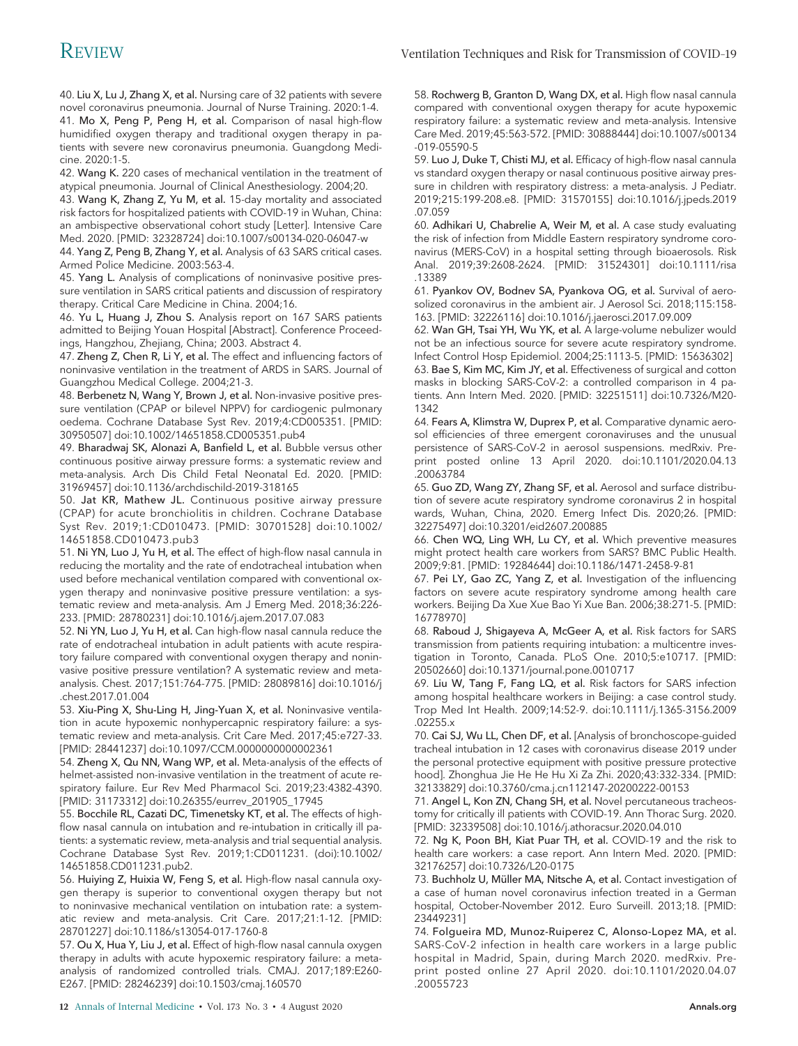40. Liu X, Lu J, Zhang X, et al. Nursing care of 32 patients with severe novel coronavirus pneumonia. Journal of Nurse Training. 2020:1-4.

41. Mo X, Peng P, Peng H, et al. Comparison of nasal high-flow humidified oxygen therapy and traditional oxygen therapy in patients with severe new coronavirus pneumonia. Guangdong Medicine. 2020:1-5.

42. Wang K. 220 cases of mechanical ventilation in the treatment of atypical pneumonia. Journal of Clinical Anesthesiology. 2004;20.

43. Wang K, Zhang Z, Yu M, et al. 15-day mortality and associated risk factors for hospitalized patients with COVID-19 in Wuhan, China: an ambispective observational cohort study [Letter]. Intensive Care Med. 2020. [PMID: 32328724] doi:10.1007/s00134-020-06047-w

44. Yang Z, Peng B, Zhang Y, et al. Analysis of 63 SARS critical cases. Armed Police Medicine. 2003:563-4.

45. Yang L. Analysis of complications of noninvasive positive pressure ventilation in SARS critical patients and discussion of respiratory therapy. Critical Care Medicine in China. 2004;16.

46. Yu L, Huang J, Zhou S. Analysis report on 167 SARS patients admitted to Beijing Youan Hospital [Abstract]. Conference Proceedings, Hangzhou, Zhejiang, China; 2003. Abstract 4.

47. Zheng Z, Chen R, Li Y, et al. The effect and influencing factors of noninvasive ventilation in the treatment of ARDS in SARS. Journal of Guangzhou Medical College. 2004;21-3.

48. Berbenetz N, Wang Y, Brown J, et al. Non-invasive positive pressure ventilation (CPAP or bilevel NPPV) for cardiogenic pulmonary oedema. Cochrane Database Syst Rev. 2019;4:CD005351. [PMID: 30950507] doi:10.1002/14651858.CD005351.pub4

49. Bharadwaj SK, Alonazi A, Banfield L, et al. Bubble versus other continuous positive airway pressure forms: a systematic review and meta-analysis. Arch Dis Child Fetal Neonatal Ed. 2020. [PMID: 31969457] doi:10.1136/archdischild-2019-318165

50. Jat KR, Mathew JL. Continuous positive airway pressure (CPAP) for acute bronchiolitis in children. Cochrane Database Syst Rev. 2019;1:CD010473. [PMID: 30701528] doi:10.1002/14651858.CD010473.pub3

51. Ni YN, Luo J, Yu H, et al. The effect of high-flow nasal cannula in reducing the mortality and the rate of endotracheal intubation when used before mechanical ventilation compared with conventional oxygen therapy and noninvasive positive pressure ventilation: a systematic review and meta-analysis. Am J Emerg Med. 2018;36:226-233. [PMID: 28780231] doi:10.1016/j.ajem.2017.07.083

52. Ni YN, Luo J, Yu H, et al. Can high-flow nasal cannula reduce the rate of endotracheal intubation in adult patients with acute respiratory failure compared with conventional oxygen therapy and noninvasive positive pressure ventilation? A systematic review and meta-analysis. Chest. 2017;151:764-775. [PMID: 28089816] doi:10.1016/j.chest.2017.01.004

53. Xiu-Ping X, Shu-Ling H, Jing-Yuan X, et al. Noninvasive ventilation in acute hypoxemic nonhypercapnic respiratory failure: a systematic review and meta-analysis. Crit Care Med. 2017;45:e727-33. [PMID: 28441237] doi:10.1097/CCM.0000000000002361

54. Zheng X, Qu NN, Wang WP, et al. Meta-analysis of the effects of helmet-assisted non-invasive ventilation in the treatment of acute respiratory failure. Eur Rev Med Pharmacol Sci. 2019;23:4382-4390. [PMID: 31173312] doi:10.26355/eurrev_201905_17945

55. Bocchile RL, Cazati DC, Timenetsky KT, et al. The effects of high-flow nasal cannula on intubation and re-intubation in critically ill patients: a systematic review, meta-analysis and trial sequential analysis. Cochrane Database Syst Rev. 2019;1:CD011231. (doi):10.1002/14651858.CD011231.pub2.

56. Huiying Z, Huixia W, Feng S, et al. High-flow nasal cannula oxygen therapy is superior to conventional oxygen therapy but not to noninvasive mechanical ventilation on intubation rate: a systematic review and meta-analysis. Crit Care. 2017;21:1-12. [PMID: 28701227] doi:10.1186/s13054-017-1760-8

57. Ou X, Hua Y, Liu J, et al. Effect of high-flow nasal cannula oxygen therapy in adults with acute hypoxemic respiratory failure: a meta-analysis of randomized controlled trials. CMAJ. 2017;189:E260-E267. [PMID: 28246239] doi:10.1503/cmaj.160570

58. Rochwerg B, Granton D, Wang DX, et al. High flow nasal cannula compared with conventional oxygen therapy for acute hypoxemic respiratory failure: a systematic review and meta-analysis. Intensive Care Med. 2019;45:563-572. [PMID: 30888444] doi:10.1007/s00134-019-05590-5

59. Luo J, Duke T, Chisti MJ, et al. Efficacy of high-flow nasal cannula vs standard oxygen therapy or nasal continuous positive airway pressure in children with respiratory distress: a meta-analysis. J Pediatr. 2019;215:199-208.e8. [PMID: 31570155] doi:10.1016/j.jpeds.2019.07.059

60. Adhikari U, Chabrelie A, Weir M, et al. A case study evaluating the risk of infection from Middle Eastern respiratory syndrome coronavirus (MERS-CoV) in a hospital setting through bioaerosols. Risk Anal. 2019;39:2608-2624. [PMID: 31524301] doi:10.1111/risa.13389

61. Pyankov OV, Bodnev SA, Pyankova OG, et al. Survival of aerosolized coronavirus in the ambient air. J Aerosol Sci. 2018;115:158-163. [PMID: 32226116] doi:10.1016/j.jaerosci.2017.09.009

62. Wan GH, Tsai YH, Wu YK, et al. A large-volume nebulizer would not be an infectious source for severe acute respiratory syndrome. Infect Control Hosp Epidemiol. 2004;25:1113-5. [PMID: 15636302]

63. Bae S, Kim MC, Kim JY, et al. Effectiveness of surgical and cotton masks in blocking SARS-CoV-2: a controlled comparison in 4 patients. Ann Intern Med. 2020. [PMID: 32251511] doi:10.7326/M20-1342

64. Fears A, Klimstra W, Duprex P, et al. Comparative dynamic aerosol efficiencies of three emergent coronaviruses and the unusual persistence of SARS-CoV-2 in aerosol suspensions. medRxiv. Preprint posted online 13 April 2020. doi:10.1101/2020.04.13.20063784

65. Guo ZD, Wang ZY, Zhang SF, et al. Aerosol and surface distribution of severe acute respiratory syndrome coronavirus 2 in hospital wards, Wuhan, China, 2020. Emerg Infect Dis. 2020;26. [PMID: 32275497] doi:10.3201/eid2607.200885

66. Chen WQ, Ling WH, Lu CY, et al. Which preventive measures might protect health care workers from SARS? BMC Public Health. 2009;9:81. [PMID: 19284644] doi:10.1186/1471-2458-9-81

67. Pei LY, Gao ZC, Yang Z, et al. Investigation of the influencing factors on severe acute respiratory syndrome among health care workers. Beijing Da Xue Xue Bao Yi Xue Ban. 2006;38:271-5. [PMID: 16778970]

68. Raboud J, Shigayeva A, McGeer A, et al. Risk factors for SARS transmission from patients requiring intubation: a multicentre investigation in Toronto, Canada. PLoS One. 2010;5:e10717. [PMID: 20502660] doi:10.1371/journal.pone.0010717

69. Liu W, Tang F, Fang LQ, et al. Risk factors for SARS infection among hospital healthcare workers in Beijing: a case control study. Trop Med Int Health. 2009;14:52-9. doi:10.1111/j.1365-3156.2009.02255.x

70. Cai SJ, Wu LL, Chen DF, et al. [Analysis of bronchoscope-guided tracheal intubation in 12 cases with coronavirus disease 2019 under the personal protective equipment with positive pressure protective hood]. Zhonghua Jie He He Hu Xi Za Zhi. 2020;43:332-334. [PMID: 32133829] doi:10.3760/cma.j.cn112147-20200222-00153

71. Angel L, Kon ZN, Chang SH, et al. Novel percutaneous tracheostomy for critically ill patients with COVID-19. Ann Thorac Surg. 2020. [PMID: 32339508] doi:10.1016/j.athoracsur.2020.04.010

72. Ng K, Poon BH, Kiat Puar TH, et al. COVID-19 and the risk to health care workers: a case report. Ann Intern Med. 2020. [PMID: 32176257] doi:10.7326/L20-0175

73. Buchholz U, Müller MA, Nitsche A, et al. Contact investigation of a case of human novel coronavirus infection treated in a German hospital, October-November 2012. Euro Surveill. 2013;18. [PMID: 23449231]

74. Folgueira MD, Munoz-Ruiperez C, Alonso-Lopez MA, et al. SARS-CoV-2 infection in health care workers in a large public hospital in Madrid, Spain, during March 2020. medRxiv. Preprint posted online 27 April 2020. doi:10.1101/2020.04.07.20055723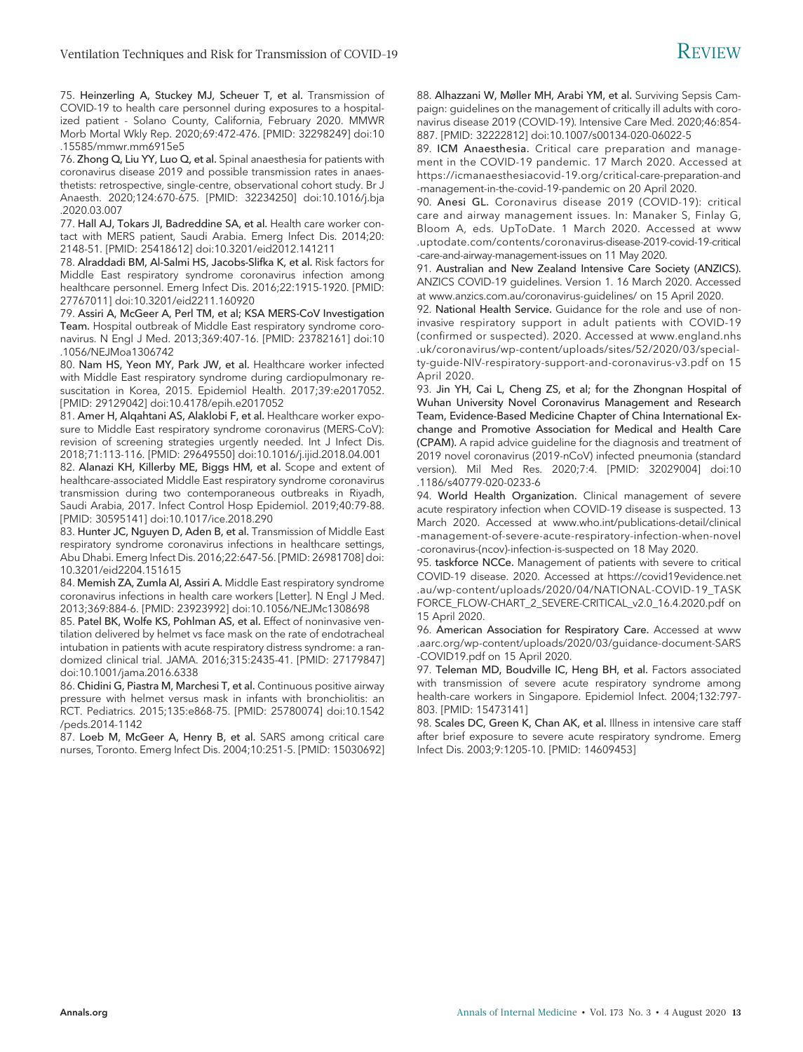75. **Heinzerling A, Stuckey MJ, Scheuer T, et al.** Transmission of COVID-19 to health care personnel during exposures to a hospitalized patient - Solano County, California, February 2020. MMWR Morb Mortal Wkly Rep. 2020;69:472-476. [PMID: 32298249] doi:10.15585/mmwr.mm6915e5

76. **Zhong Q, Liu YY, Luo Q, et al.** Spinal anaesthesia for patients with coronavirus disease 2019 and possible transmission rates in anaesthetists: retrospective, single-centre, observational cohort study. Br J Anaesth. 2020;124:670-675. [PMID: 32234250] doi:10.1016/j.bja.2020.03.007

77. **Hall AJ, Tokars JI, Badreddine SA, et al.** Health care worker contact with MERS patient, Saudi Arabia. Emerg Infect Dis. 2014;20:2148-51. [PMID: 25418612] doi:10.3201/eid2012.141211

78. **Alraddadi BM, Al-Salmi HS, Jacobs-Slifka K, et al.** Risk factors for Middle East respiratory syndrome coronavirus infection among healthcare personnel. Emerg Infect Dis. 2016;22:1915-1920. [PMID: 27767011] doi:10.3201/eid2211.160920

79. **Assiri A, McGeer A, Perl TM, et al; KSA MERS-CoV Investigation Team.** Hospital outbreak of Middle East respiratory syndrome coronavirus. N Engl J Med. 2013;369:407-16. [PMID: 23782161] doi:10.1056/NEJMoa1306742

80. **Nam HS, Yeon MY, Park JW, et al.** Healthcare worker infected with Middle East respiratory syndrome during cardiopulmonary resuscitation in Korea, 2015. Epidemiol Health. 2017;39:e2017052. [PMID: 29129042] doi:10.4178/epih.e2017052

81. **Amer H, Alqahtani AS, Alaklobi F, et al.** Healthcare worker exposure to Middle East respiratory syndrome coronavirus (MERS-CoV): revision of screening strategies urgently needed. Int J Infect Dis. 2018;71:113-116. [PMID: 29649550] doi:10.1016/j.ijid.2018.04.001

82. **Alanazi KH, Killerby ME, Biggs HM, et al.** Scope and extent of healthcare-associated Middle East respiratory syndrome coronavirus transmission during two contemporaneous outbreaks in Riyadh, Saudi Arabia, 2017. Infect Control Hosp Epidemiol. 2019;40:79-88. [PMID: 30595141] doi:10.1017/ice.2018.290

83. **Hunter JC, Nguyen D, Aden B, et al.** Transmission of Middle East respiratory syndrome coronavirus infections in healthcare settings, Abu Dhabi. Emerg Infect Dis. 2016;22:647-56. [PMID: 26981708] doi:10.3201/eid2204.151615

84. **Memish ZA, Zumla AI, Assiri A.** Middle East respiratory syndrome coronavirus infections in health care workers [Letter]. N Engl J Med. 2013;369:884-6. [PMID: 23923992] doi:10.1056/NEJMc1308698

85. **Patel BK, Wolfe KS, Pohlman AS, et al.** Effect of noninvasive ventilation delivered by helmet vs face mask on the rate of endotracheal intubation in patients with acute respiratory distress syndrome: a randomized clinical trial. JAMA. 2016;315:2435-41. [PMID: 27179847] doi:10.1001/jama.2016.6338

86. **Chidini G, Piastra M, Marchesi T, et al.** Continuous positive airway pressure with helmet versus mask in infants with bronchiolitis: an RCT. Pediatrics. 2015;135:e868-75. [PMID: 25780074] doi:10.1542/peds.2014-1142

87. **Loeb M, McGeer A, Henry B, et al.** SARS among critical care nurses, Toronto. Emerg Infect Dis. 2004;10:251-5. [PMID: 15030692]

88. **Alhazzani W, Møller MH, Arabi YM, et al.** Surviving Sepsis Campaign: guidelines on the management of critically ill adults with coronavirus disease 2019 (COVID-19). Intensive Care Med. 2020;46:854-887. [PMID: 32222812] doi:10.1007/s00134-020-06022-5

89. **ICM Anaesthesia.** Critical care preparation and management in the COVID-19 pandemic. 17 March 2020. Accessed at https://icmanaesthesiacovid-19.org/critical-care-preparation-and-management-in-the-covid-19-pandemic on 20 April 2020.

90. **Anesi GL.** Coronavirus disease 2019 (COVID-19): critical care and airway management issues. In: Manaker S, Finlay G, Bloom A, eds. UpToDate. 1 March 2020. Accessed at www.uptodate.com/contents/coronavirus-disease-2019-covid-19-critical-care-and-airway-management-issues on 11 May 2020.

91. **Australian and New Zealand Intensive Care Society (ANZICS).** ANZICS COVID-19 guidelines. Version 1. 16 March 2020. Accessed at www.anzics.com.au/coronavirus-guidelines/ on 15 April 2020.

92. **National Health Service.** Guidance for the role and use of non-invasive respiratory support in adult patients with COVID-19 (confirmed or suspected). 2020. Accessed at www.england.nhs.uk/coronavirus/wp-content/uploads/sites/52/2020/03/specialty-guide-NIV-respiratory-support-and-coronavirus-v3.pdf on 15 April 2020.

93. **Jin YH, Cai L, Cheng ZS, et al; for the Zhongnan Hospital of Wuhan University Novel Coronavirus Management and Research Team, Evidence-Based Medicine Chapter of China International Exchange and Promotive Association for Medical and Health Care (CPAM).** A rapid advice guideline for the diagnosis and treatment of 2019 novel coronavirus (2019-nCoV) infected pneumonia (standard version). Mil Med Res. 2020;7:4. [PMID: 32029004] doi:10.1186/s40779-020-0233-6

94. **World Health Organization.** Clinical management of severe acute respiratory infection when COVID-19 disease is suspected. 13 March 2020. Accessed at www.who.int/publications-detail/clinical-management-of-severe-acute-respiratory-infection-when-novel-coronavirus-(ncov)-infection-is-suspected on 18 May 2020.

95. **taskforce NCCe.** Management of patients with severe to critical COVID-19 disease. 2020. Accessed at https://covid19evidence.net.au/wp-content/uploads/2020/04/NATIONAL-COVID-19_TASKFORCE_FLOW-CHART_2_SEVERE-CRITICAL_v2.0_16.4.2020.pdf on 15 April 2020.

96. **American Association for Respiratory Care.** Accessed at www.aarc.org/wp-content/uploads/2020/03/guidance-document-SARS-COVID19.pdf on 15 April 2020.

97. **Teleman MD, Boudville IC, Heng BH, et al.** Factors associated with transmission of severe acute respiratory syndrome among health-care workers in Singapore. Epidemiol Infect. 2004;132:797-803. [PMID: 15473141]

98. **Scales DC, Green K, Chan AK, et al.** Illness in intensive care staff after brief exposure to severe acute respiratory syndrome. Emerg Infect Dis. 2003;9:1205-10. [PMID: 14609453]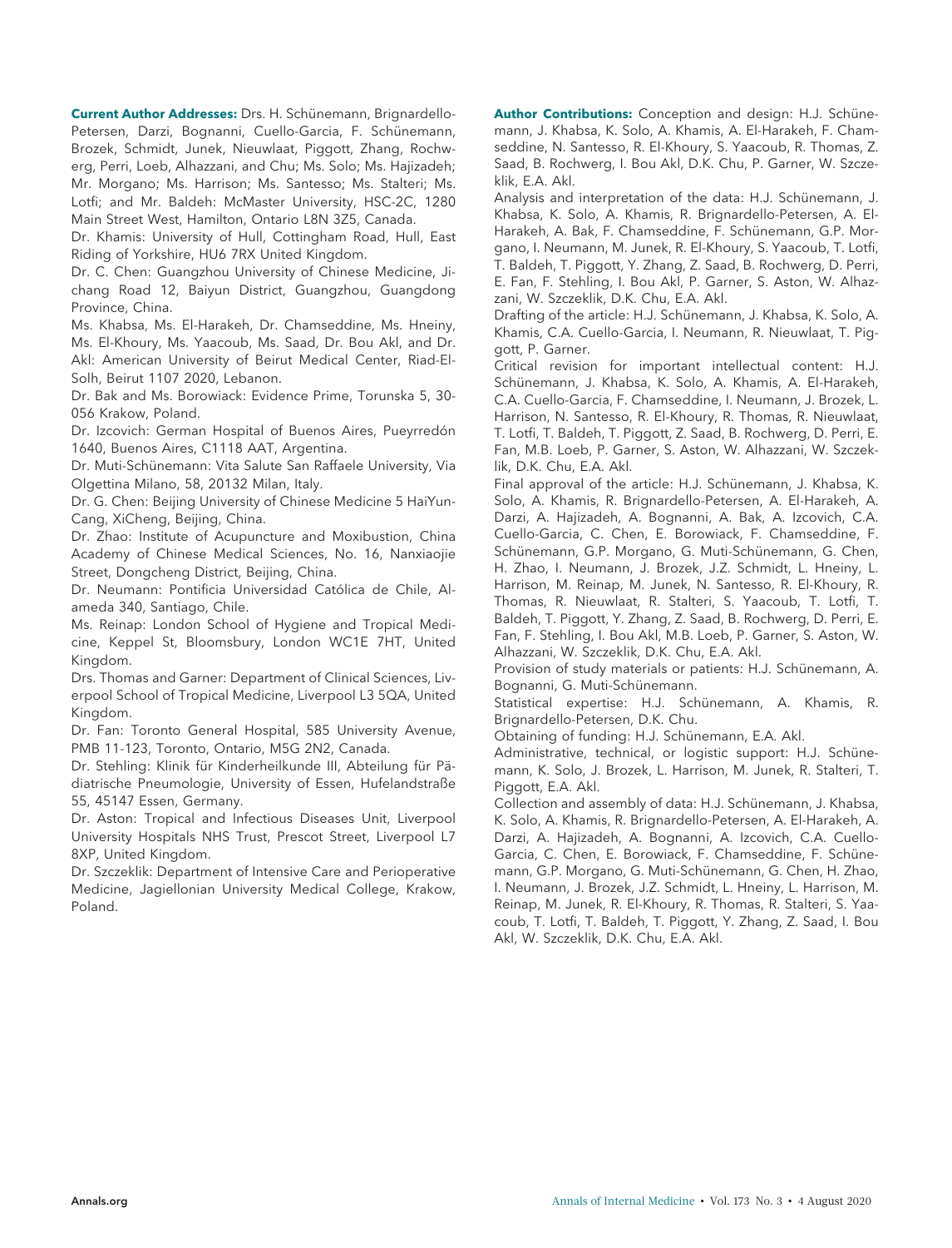**Current Author Addresses:** Drs. H. Schünemann, Brignardello-Petersen, Darzi, Bognanni, Cuello-Garcia, F. Schünemann, Brozek, Schmidt, Junek, Nieuwlaat, Piggott, Zhang, Rochwerg, Perri, Loeb, Alhazzani, and Chu; Ms. Solo; Ms. Hajizadeh; Mr. Morgano; Ms. Harrison; Ms. Santesso; Ms. Stalteri; Ms. Lotfi; and Mr. Baldeh: McMaster University, HSC-2C, 1280 Main Street West, Hamilton, Ontario L8N 3Z5, Canada.

Dr. Khamis: University of Hull, Cottingham Road, Hull, East Riding of Yorkshire, HU6 7RX United Kingdom.

Dr. C. Chen: Guangzhou University of Chinese Medicine, Jichang Road 12, Baiyun District, Guangzhou, Guangdong Province, China.

Ms. Khabsa, Ms. El-Harakeh, Dr. Chamseddine, Ms. Hneiny, Ms. El-Khoury, Ms. Yaacoub, Ms. Saad, Dr. Bou Akl, and Dr. Akl: American University of Beirut Medical Center, Riad-El-Solh, Beirut 1107 2020, Lebanon.

Dr. Bak and Ms. Borowiack: Evidence Prime, Torunska 5, 30-056 Krakow, Poland.

Dr. Izcovich: German Hospital of Buenos Aires, Pueyrredón 1640, Buenos Aires, C1118 AAT, Argentina.

Dr. Muti-Schünemann: Vita Salute San Raffaele University, Via Olgettina Milano, 58, 20132 Milan, Italy.

Dr. G. Chen: Beijing University of Chinese Medicine 5 HaiYun-Cang, XiCheng, Beijing, China.

Dr. Zhao: Institute of Acupuncture and Moxibustion, China Academy of Chinese Medical Sciences, No. 16, Nanxiaojie Street, Dongcheng District, Beijing, China.

Dr. Neumann: Pontificia Universidad Católica de Chile, Alameda 340, Santiago, Chile.

Ms. Reinap: London School of Hygiene and Tropical Medicine, Keppel St, Bloomsbury, London WC1E 7HT, United Kingdom.

Drs. Thomas and Garner: Department of Clinical Sciences, Liverpool School of Tropical Medicine, Liverpool L3 5QA, United Kingdom.

Dr. Fan: Toronto General Hospital, 585 University Avenue, PMB 11-123, Toronto, Ontario, M5G 2N2, Canada.

Dr. Stehling: Klinik für Kinderheilkunde III, Abteilung für Pädiatrische Pneumologie, University of Essen, Hufelandstraße 55, 45147 Essen, Germany.

Dr. Aston: Tropical and Infectious Diseases Unit, Liverpool University Hospitals NHS Trust, Prescot Street, Liverpool L7 8XP, United Kingdom.

Dr. Szczeklik: Department of Intensive Care and Perioperative Medicine, Jagiellonian University Medical College, Krakow, Poland.

**Author Contributions:** Conception and design: H.J. Schünemann, J. Khabsa, K. Solo, A. Khamis, A. El-Harakeh, F. Chamseddine, N. Santesso, R. El-Khoury, S. Yaacoub, R. Thomas, Z. Saad, B. Rochwerg, I. Bou Akl, D.K. Chu, P. Garner, W. Szczeklik, E.A. Akl.

Analysis and interpretation of the data: H.J. Schünemann, J. Khabsa, K. Solo, A. Khamis, R. Brignardello-Petersen, A. El-Harakeh, A. Bak, F. Chamseddine, F. Schünemann, G.P. Morgano, I. Neumann, M. Junek, R. El-Khoury, S. Yaacoub, T. Lotfi, T. Baldeh, T. Piggott, Y. Zhang, Z. Saad, B. Rochwerg, D. Perri, E. Fan, F. Stehling, I. Bou Akl, P. Garner, S. Aston, W. Alhazzani, W. Szczeklik, D.K. Chu, E.A. Akl.

Drafting of the article: H.J. Schünemann, J. Khabsa, K. Solo, A. Khamis, C.A. Cuello-Garcia, I. Neumann, R. Nieuwlaat, T. Piggott, P. Garner.

Critical revision for important intellectual content: H.J. Schünemann, J. Khabsa, K. Solo, A. Khamis, A. El-Harakeh, C.A. Cuello-Garcia, F. Chamseddine, I. Neumann, J. Brozek, L. Harrison, N. Santesso, R. El-Khoury, R. Thomas, R. Nieuwlaat, T. Lotfi, T. Baldeh, T. Piggott, Z. Saad, B. Rochwerg, D. Perri, E. Fan, M.B. Loeb, P. Garner, S. Aston, W. Alhazzani, W. Szczeklik, D.K. Chu, E.A. Akl.

Final approval of the article: H.J. Schünemann, J. Khabsa, K. Solo, A. Khamis, R. Brignardello-Petersen, A. El-Harakeh, A. Darzi, A. Hajizadeh, A. Bognanni, A. Bak, A. Izcovich, C.A. Cuello-Garcia, C. Chen, E. Borowiack, F. Chamseddine, F. Schünemann, G.P. Morgano, G. Muti-Schünemann, G. Chen, H. Zhao, I. Neumann, J. Brozek, J.Z. Schmidt, L. Hneiny, L. Harrison, M. Reinap, M. Junek, N. Santesso, R. El-Khoury, R. Thomas, R. Nieuwlaat, R. Stalteri, S. Yaacoub, T. Lotfi, T. Baldeh, T. Piggott, Y. Zhang, Z. Saad, B. Rochwerg, D. Perri, E. Fan, F. Stehling, I. Bou Akl, M.B. Loeb, P. Garner, S. Aston, W. Alhazzani, W. Szczeklik, D.K. Chu, E.A. Akl.

Provision of study materials or patients: H.J. Schünemann, A. Bognanni, G. Muti-Schünemann.

Statistical expertise: H.J. Schünemann, A. Khamis, R. Brignardello-Petersen, D.K. Chu.

Obtaining of funding: H.J. Schünemann, E.A. Akl.

Administrative, technical, or logistic support: H.J. Schünemann, K. Solo, J. Brozek, L. Harrison, M. Junek, R. Stalteri, T. Piggott, E.A. Akl.

Collection and assembly of data: H.J. Schünemann, J. Khabsa, K. Solo, A. Khamis, R. Brignardello-Petersen, A. El-Harakeh, A. Darzi, A. Hajizadeh, A. Bognanni, A. Izcovich, C.A. Cuello-Garcia, C. Chen, E. Borowiack, F. Chamseddine, F. Schünemann, G.P. Morgano, G. Muti-Schünemann, G. Chen, H. Zhao, I. Neumann, J. Brozek, J.Z. Schmidt, L. Hneiny, L. Harrison, M. Reinap, M. Junek, R. El-Khoury, R. Thomas, R. Stalteri, S. Yaacoub, T. Lotfi, T. Baldeh, T. Piggott, Y. Zhang, Z. Saad, I. Bou Akl, W. Szczeklik, D.K. Chu, E.A. Akl.